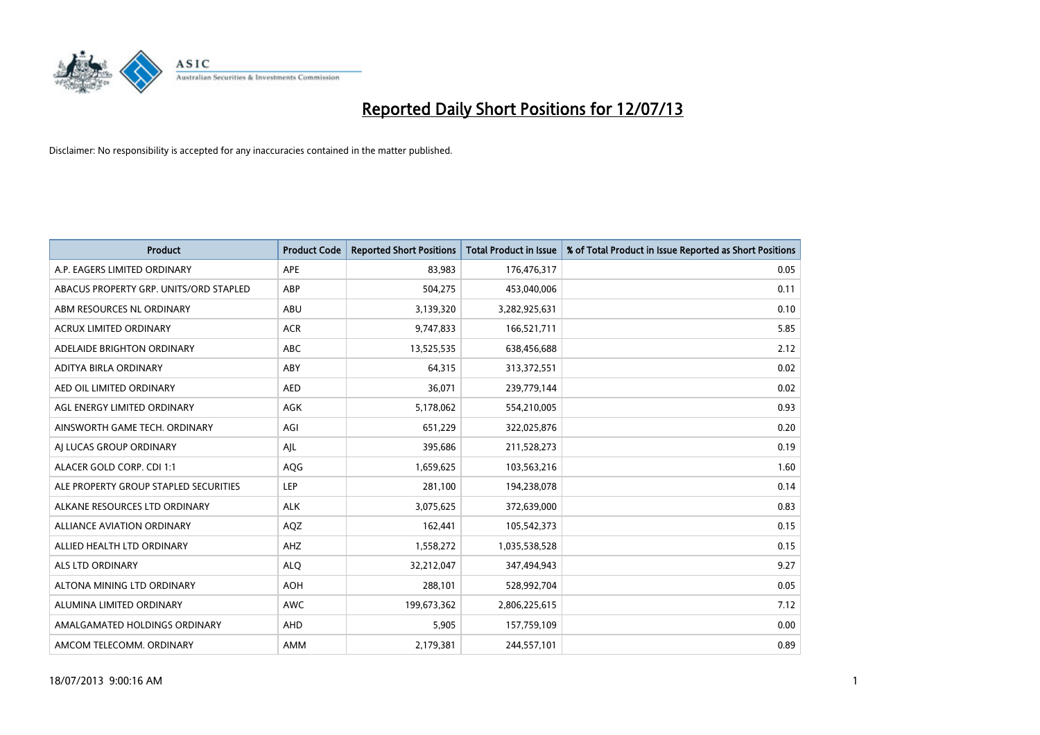# Reported Daily Short Positions for 12/07/13

Disclaimer: No responsibility is accepted for any inaccuracies contained in the matter published.

| Product | Product Code | Reported Short Positions | Total Product in Issue | % of Total Product in Issue Reported as Short Positions |
|---|---|---|---|---|
| A.P. EAGERS LIMITED ORDINARY | APE | 83,983 | 176,476,317 | 0.05 |
| ABACUS PROPERTY GRP. UNITS/ORD STAPLED | ABP | 504,275 | 453,040,006 | 0.11 |
| ABM RESOURCES NL ORDINARY | ABU | 3,139,320 | 3,282,925,631 | 0.10 |
| ACRUX LIMITED ORDINARY | ACR | 9,747,833 | 166,521,711 | 5.85 |
| ADELAIDE BRIGHTON ORDINARY | ABC | 13,525,535 | 638,456,688 | 2.12 |
| ADITYA BIRLA ORDINARY | ABY | 64,315 | 313,372,551 | 0.02 |
| AED OIL LIMITED ORDINARY | AED | 36,071 | 239,779,144 | 0.02 |
| AGL ENERGY LIMITED ORDINARY | AGK | 5,178,062 | 554,210,005 | 0.93 |
| AINSWORTH GAME TECH. ORDINARY | AGI | 651,229 | 322,025,876 | 0.20 |
| AJ LUCAS GROUP ORDINARY | AJL | 395,686 | 211,528,273 | 0.19 |
| ALACER GOLD CORP. CDI 1:1 | AQG | 1,659,625 | 103,563,216 | 1.60 |
| ALE PROPERTY GROUP STAPLED SECURITIES | LEP | 281,100 | 194,238,078 | 0.14 |
| ALKANE RESOURCES LTD ORDINARY | ALK | 3,075,625 | 372,639,000 | 0.83 |
| ALLIANCE AVIATION ORDINARY | AQZ | 162,441 | 105,542,373 | 0.15 |
| ALLIED HEALTH LTD ORDINARY | AHZ | 1,558,272 | 1,035,538,528 | 0.15 |
| ALS LTD ORDINARY | ALQ | 32,212,047 | 347,494,943 | 9.27 |
| ALTONA MINING LTD ORDINARY | AOH | 288,101 | 528,992,704 | 0.05 |
| ALUMINA LIMITED ORDINARY | AWC | 199,673,362 | 2,806,225,615 | 7.12 |
| AMALGAMATED HOLDINGS ORDINARY | AHD | 5,905 | 157,759,109 | 0.00 |
| AMCOM TELECOMM. ORDINARY | AMM | 2,179,381 | 244,557,101 | 0.89 |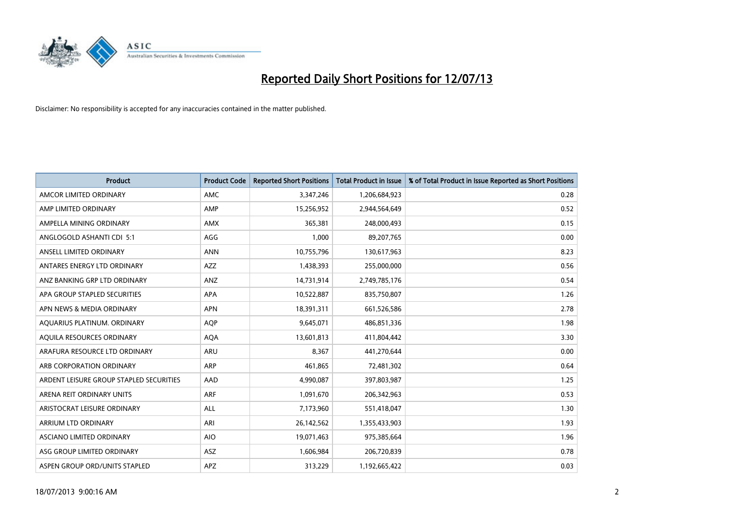# Reported Daily Short Positions for 12/07/13

Disclaimer: No responsibility is accepted for any inaccuracies contained in the matter published.

| Product | Product Code | Reported Short Positions | Total Product in Issue | % of Total Product in Issue Reported as Short Positions |
|---|---|---|---|---|
| AMCOR LIMITED ORDINARY | AMC | 3,347,246 | 1,206,684,923 | 0.28 |
| AMP LIMITED ORDINARY | AMP | 15,256,952 | 2,944,564,649 | 0.52 |
| AMPELLA MINING ORDINARY | AMX | 365,381 | 248,000,493 | 0.15 |
| ANGLOGOLD ASHANTI CDI 5:1 | AGG | 1,000 | 89,207,765 | 0.00 |
| ANSELL LIMITED ORDINARY | ANN | 10,755,796 | 130,617,963 | 8.23 |
| ANTARES ENERGY LTD ORDINARY | AZZ | 1,438,393 | 255,000,000 | 0.56 |
| ANZ BANKING GRP LTD ORDINARY | ANZ | 14,731,914 | 2,749,785,176 | 0.54 |
| APA GROUP STAPLED SECURITIES | APA | 10,522,887 | 835,750,807 | 1.26 |
| APN NEWS & MEDIA ORDINARY | APN | 18,391,311 | 661,526,586 | 2.78 |
| AQUARIUS PLATINUM. ORDINARY | AQP | 9,645,071 | 486,851,336 | 1.98 |
| AQUILA RESOURCES ORDINARY | AQA | 13,601,813 | 411,804,442 | 3.30 |
| ARAFURA RESOURCE LTD ORDINARY | ARU | 8,367 | 441,270,644 | 0.00 |
| ARB CORPORATION ORDINARY | ARP | 461,865 | 72,481,302 | 0.64 |
| ARDENT LEISURE GROUP STAPLED SECURITIES | AAD | 4,990,087 | 397,803,987 | 1.25 |
| ARENA REIT ORDINARY UNITS | ARF | 1,091,670 | 206,342,963 | 0.53 |
| ARISTOCRAT LEISURE ORDINARY | ALL | 7,173,960 | 551,418,047 | 1.30 |
| ARRIUM LTD ORDINARY | ARI | 26,142,562 | 1,355,433,903 | 1.93 |
| ASCIANO LIMITED ORDINARY | AIO | 19,071,463 | 975,385,664 | 1.96 |
| ASG GROUP LIMITED ORDINARY | ASZ | 1,606,984 | 206,720,839 | 0.78 |
| ASPEN GROUP ORD/UNITS STAPLED | APZ | 313,229 | 1,192,665,422 | 0.03 |

18/07/2013 9:00:16 AM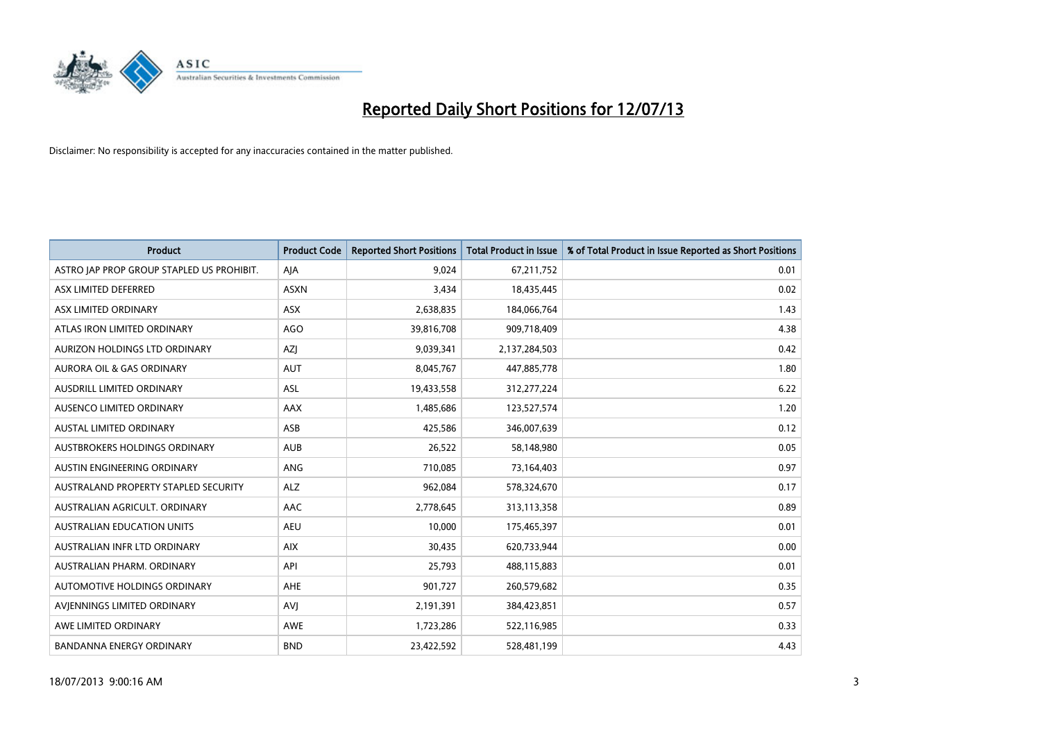# Reported Daily Short Positions for 12/07/13

Disclaimer: No responsibility is accepted for any inaccuracies contained in the matter published.

| Product | Product Code | Reported Short Positions | Total Product in Issue | % of Total Product in Issue Reported as Short Positions |
|---|---|---|---|---|
| ASTRO JAP PROP GROUP STAPLED US PROHIBIT. | AJA | 9,024 | 67,211,752 | 0.01 |
| ASX LIMITED DEFERRED | ASXN | 3,434 | 18,435,445 | 0.02 |
| ASX LIMITED ORDINARY | ASX | 2,638,835 | 184,066,764 | 1.43 |
| ATLAS IRON LIMITED ORDINARY | AGO | 39,816,708 | 909,718,409 | 4.38 |
| AURIZON HOLDINGS LTD ORDINARY | AZJ | 9,039,341 | 2,137,284,503 | 0.42 |
| AURORA OIL & GAS ORDINARY | AUT | 8,045,767 | 447,885,778 | 1.80 |
| AUSDRILL LIMITED ORDINARY | ASL | 19,433,558 | 312,277,224 | 6.22 |
| AUSENCO LIMITED ORDINARY | AAX | 1,485,686 | 123,527,574 | 1.20 |
| AUSTAL LIMITED ORDINARY | ASB | 425,586 | 346,007,639 | 0.12 |
| AUSTBROKERS HOLDINGS ORDINARY | AUB | 26,522 | 58,148,980 | 0.05 |
| AUSTIN ENGINEERING ORDINARY | ANG | 710,085 | 73,164,403 | 0.97 |
| AUSTRALAND PROPERTY STAPLED SECURITY | ALZ | 962,084 | 578,324,670 | 0.17 |
| AUSTRALIAN AGRICULT. ORDINARY | AAC | 2,778,645 | 313,113,358 | 0.89 |
| AUSTRALIAN EDUCATION UNITS | AEU | 10,000 | 175,465,397 | 0.01 |
| AUSTRALIAN INFR LTD ORDINARY | AIX | 30,435 | 620,733,944 | 0.00 |
| AUSTRALIAN PHARM. ORDINARY | API | 25,793 | 488,115,883 | 0.01 |
| AUTOMOTIVE HOLDINGS ORDINARY | AHE | 901,727 | 260,579,682 | 0.35 |
| AVJENNINGS LIMITED ORDINARY | AVJ | 2,191,391 | 384,423,851 | 0.57 |
| AWE LIMITED ORDINARY | AWE | 1,723,286 | 522,116,985 | 0.33 |
| BANDANNA ENERGY ORDINARY | BND | 23,422,592 | 528,481,199 | 4.43 |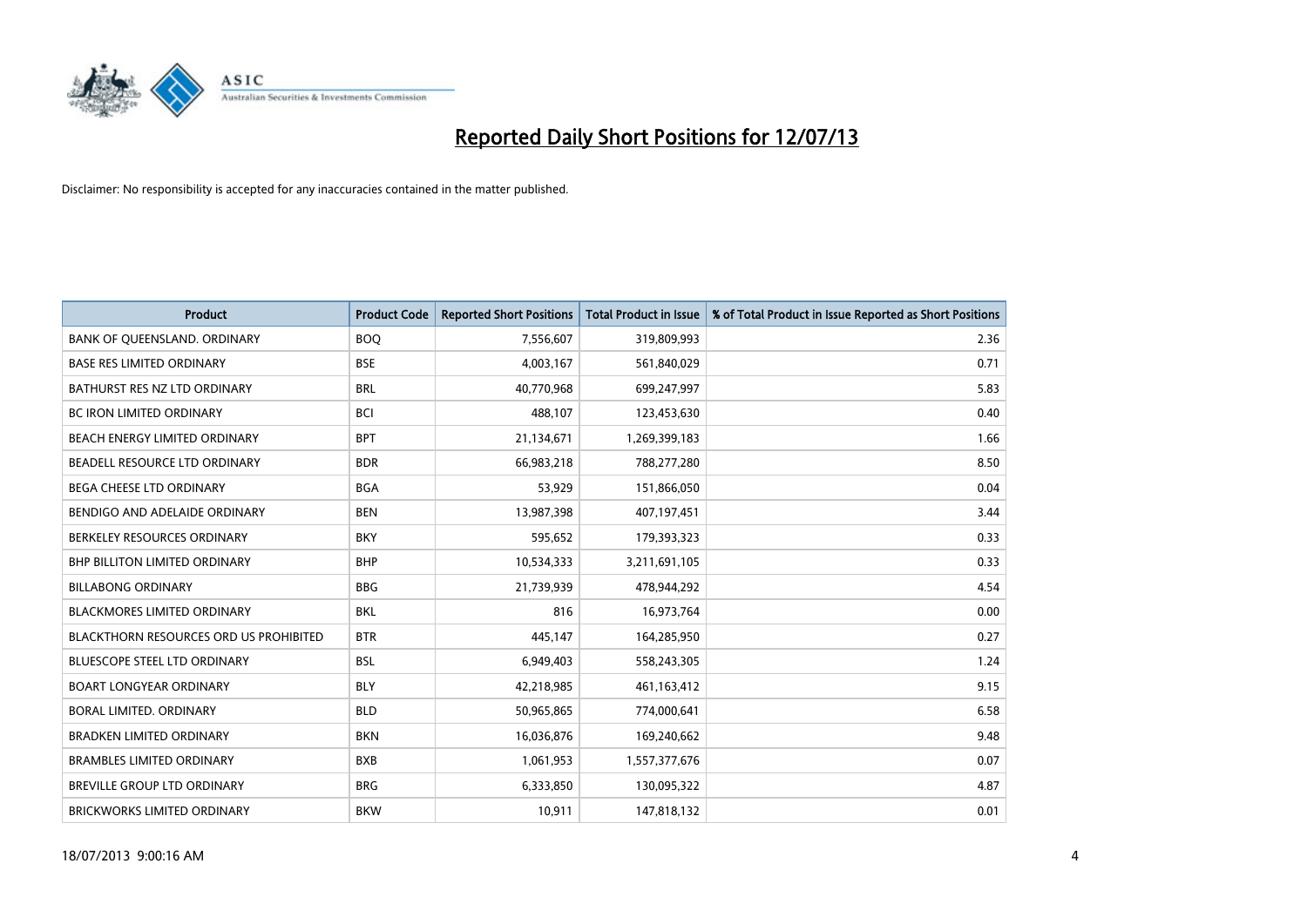# Reported Daily Short Positions for 12/07/13

Disclaimer: No responsibility is accepted for any inaccuracies contained in the matter published.

| Product | Product Code | Reported Short Positions | Total Product in Issue | % of Total Product in Issue Reported as Short Positions |
|---|---|---|---|---|
| BANK OF QUEENSLAND. ORDINARY | BOQ | 7,556,607 | 319,809,993 | 2.36 |
| BASE RES LIMITED ORDINARY | BSE | 4,003,167 | 561,840,029 | 0.71 |
| BATHURST RES NZ LTD ORDINARY | BRL | 40,770,968 | 699,247,997 | 5.83 |
| BC IRON LIMITED ORDINARY | BCI | 488,107 | 123,453,630 | 0.40 |
| BEACH ENERGY LIMITED ORDINARY | BPT | 21,134,671 | 1,269,399,183 | 1.66 |
| BEADELL RESOURCE LTD ORDINARY | BDR | 66,983,218 | 788,277,280 | 8.50 |
| BEGA CHEESE LTD ORDINARY | BGA | 53,929 | 151,866,050 | 0.04 |
| BENDIGO AND ADELAIDE ORDINARY | BEN | 13,987,398 | 407,197,451 | 3.44 |
| BERKELEY RESOURCES ORDINARY | BKY | 595,652 | 179,393,323 | 0.33 |
| BHP BILLITON LIMITED ORDINARY | BHP | 10,534,333 | 3,211,691,105 | 0.33 |
| BILLABONG ORDINARY | BBG | 21,739,939 | 478,944,292 | 4.54 |
| BLACKMORES LIMITED ORDINARY | BKL | 816 | 16,973,764 | 0.00 |
| BLACKTHORN RESOURCES ORD US PROHIBITED | BTR | 445,147 | 164,285,950 | 0.27 |
| BLUESCOPE STEEL LTD ORDINARY | BSL | 6,949,403 | 558,243,305 | 1.24 |
| BOART LONGYEAR ORDINARY | BLY | 42,218,985 | 461,163,412 | 9.15 |
| BORAL LIMITED. ORDINARY | BLD | 50,965,865 | 774,000,641 | 6.58 |
| BRADKEN LIMITED ORDINARY | BKN | 16,036,876 | 169,240,662 | 9.48 |
| BRAMBLES LIMITED ORDINARY | BXB | 1,061,953 | 1,557,377,676 | 0.07 |
| BREVILLE GROUP LTD ORDINARY | BRG | 6,333,850 | 130,095,322 | 4.87 |
| BRICKWORKS LIMITED ORDINARY | BKW | 10,911 | 147,818,132 | 0.01 |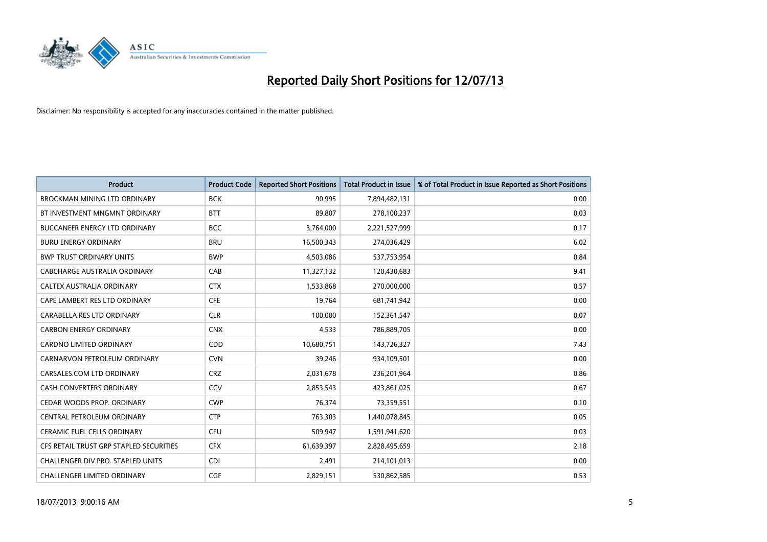# Reported Daily Short Positions for 12/07/13

Disclaimer: No responsibility is accepted for any inaccuracies contained in the matter published.

| Product | Product Code | Reported Short Positions | Total Product in Issue | % of Total Product in Issue Reported as Short Positions |
|---|---|---|---|---|
| BROCKMAN MINING LTD ORDINARY | BCK | 90,995 | 7,894,482,131 | 0.00 |
| BT INVESTMENT MNGMNT ORDINARY | BTT | 89,807 | 278,100,237 | 0.03 |
| BUCCANEER ENERGY LTD ORDINARY | BCC | 3,764,000 | 2,221,527,999 | 0.17 |
| BURU ENERGY ORDINARY | BRU | 16,500,343 | 274,036,429 | 6.02 |
| BWP TRUST ORDINARY UNITS | BWP | 4,503,086 | 537,753,954 | 0.84 |
| CABCHARGE AUSTRALIA ORDINARY | CAB | 11,327,132 | 120,430,683 | 9.41 |
| CALTEX AUSTRALIA ORDINARY | CTX | 1,533,868 | 270,000,000 | 0.57 |
| CAPE LAMBERT RES LTD ORDINARY | CFE | 19,764 | 681,741,942 | 0.00 |
| CARABELLA RES LTD ORDINARY | CLR | 100,000 | 152,361,547 | 0.07 |
| CARBON ENERGY ORDINARY | CNX | 4,533 | 786,889,705 | 0.00 |
| CARDNO LIMITED ORDINARY | CDD | 10,680,751 | 143,726,327 | 7.43 |
| CARNARVON PETROLEUM ORDINARY | CVN | 39,246 | 934,109,501 | 0.00 |
| CARSALES.COM LTD ORDINARY | CRZ | 2,031,678 | 236,201,964 | 0.86 |
| CASH CONVERTERS ORDINARY | CCV | 2,853,543 | 423,861,025 | 0.67 |
| CEDAR WOODS PROP. ORDINARY | CWP | 76,374 | 73,359,551 | 0.10 |
| CENTRAL PETROLEUM ORDINARY | CTP | 763,303 | 1,440,078,845 | 0.05 |
| CERAMIC FUEL CELLS ORDINARY | CFU | 509,947 | 1,591,941,620 | 0.03 |
| CFS RETAIL TRUST GRP STAPLED SECURITIES | CFX | 61,639,397 | 2,828,495,659 | 2.18 |
| CHALLENGER DIV.PRO. STAPLED UNITS | CDI | 2,491 | 214,101,013 | 0.00 |
| CHALLENGER LIMITED ORDINARY | CGF | 2,829,151 | 530,862,585 | 0.53 |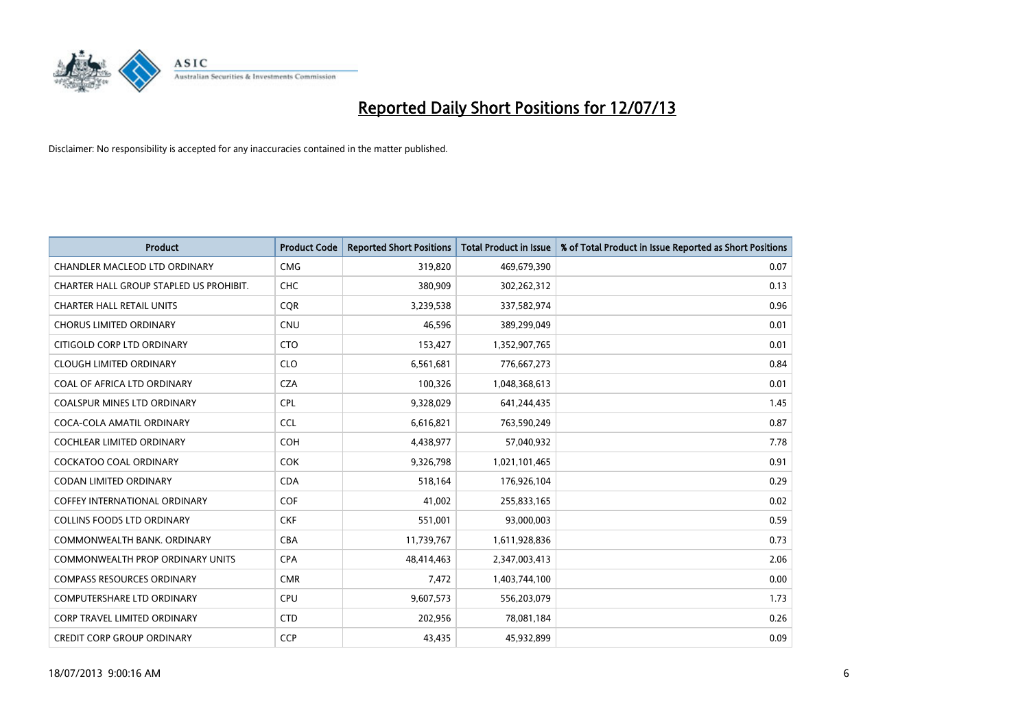# Reported Daily Short Positions for 12/07/13

Disclaimer: No responsibility is accepted for any inaccuracies contained in the matter published.

| Product | Product Code | Reported Short Positions | Total Product in Issue | % of Total Product in Issue Reported as Short Positions |
| --- | --- | --- | --- | --- |
| CHANDLER MACLEOD LTD ORDINARY | CMG | 319,820 | 469,679,390 | 0.07 |
| CHARTER HALL GROUP STAPLED US PROHIBIT. | CHC | 380,909 | 302,262,312 | 0.13 |
| CHARTER HALL RETAIL UNITS | CQR | 3,239,538 | 337,582,974 | 0.96 |
| CHORUS LIMITED ORDINARY | CNU | 46,596 | 389,299,049 | 0.01 |
| CITIGOLD CORP LTD ORDINARY | CTO | 153,427 | 1,352,907,765 | 0.01 |
| CLOUGH LIMITED ORDINARY | CLO | 6,561,681 | 776,667,273 | 0.84 |
| COAL OF AFRICA LTD ORDINARY | CZA | 100,326 | 1,048,368,613 | 0.01 |
| COALSPUR MINES LTD ORDINARY | CPL | 9,328,029 | 641,244,435 | 1.45 |
| COCA-COLA AMATIL ORDINARY | CCL | 6,616,821 | 763,590,249 | 0.87 |
| COCHLEAR LIMITED ORDINARY | COH | 4,438,977 | 57,040,932 | 7.78 |
| COCKATOO COAL ORDINARY | COK | 9,326,798 | 1,021,101,465 | 0.91 |
| CODAN LIMITED ORDINARY | CDA | 518,164 | 176,926,104 | 0.29 |
| COFFEY INTERNATIONAL ORDINARY | COF | 41,002 | 255,833,165 | 0.02 |
| COLLINS FOODS LTD ORDINARY | CKF | 551,001 | 93,000,003 | 0.59 |
| COMMONWEALTH BANK. ORDINARY | CBA | 11,739,767 | 1,611,928,836 | 0.73 |
| COMMONWEALTH PROP ORDINARY UNITS | CPA | 48,414,463 | 2,347,003,413 | 2.06 |
| COMPASS RESOURCES ORDINARY | CMR | 7,472 | 1,403,744,100 | 0.00 |
| COMPUTERSHARE LTD ORDINARY | CPU | 9,607,573 | 556,203,079 | 1.73 |
| CORP TRAVEL LIMITED ORDINARY | CTD | 202,956 | 78,081,184 | 0.26 |
| CREDIT CORP GROUP ORDINARY | CCP | 43,435 | 45,932,899 | 0.09 |

18/07/2013 9:00:16 AM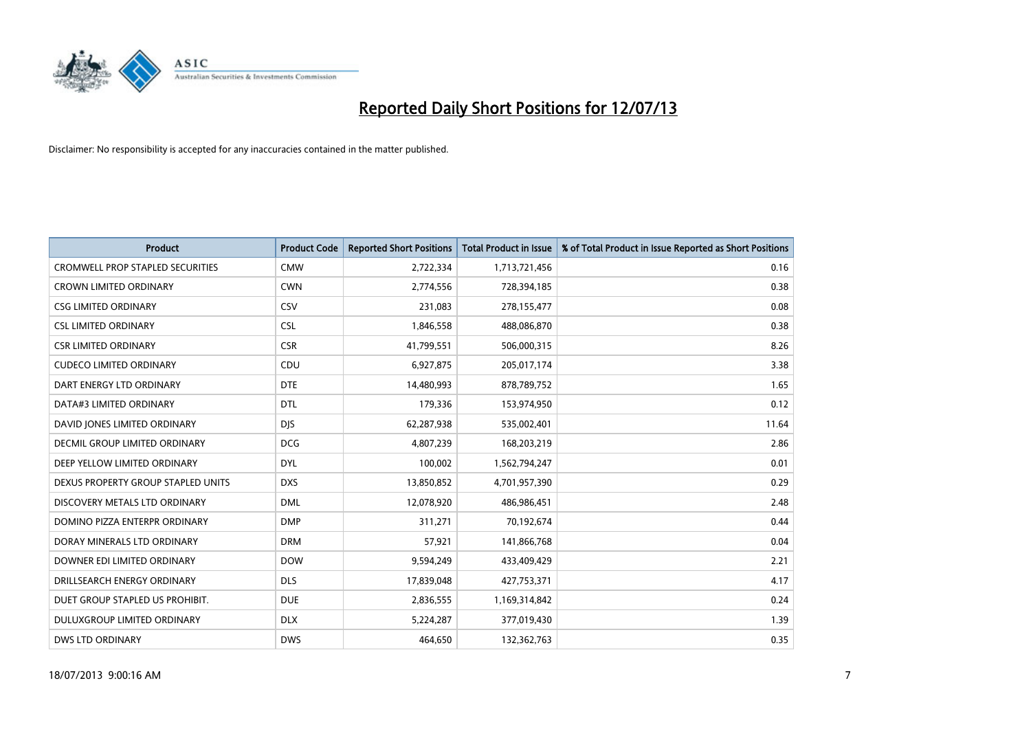# Reported Daily Short Positions for 12/07/13

Disclaimer: No responsibility is accepted for any inaccuracies contained in the matter published.

| Product | Product Code | Reported Short Positions | Total Product in Issue | % of Total Product in Issue Reported as Short Positions |
|---|---|---|---|---|
| CROMWELL PROP STAPLED SECURITIES | CMW | 2,722,334 | 1,713,721,456 | 0.16 |
| CROWN LIMITED ORDINARY | CWN | 2,774,556 | 728,394,185 | 0.38 |
| CSG LIMITED ORDINARY | CSV | 231,083 | 278,155,477 | 0.08 |
| CSL LIMITED ORDINARY | CSL | 1,846,558 | 488,086,870 | 0.38 |
| CSR LIMITED ORDINARY | CSR | 41,799,551 | 506,000,315 | 8.26 |
| CUDECO LIMITED ORDINARY | CDU | 6,927,875 | 205,017,174 | 3.38 |
| DART ENERGY LTD ORDINARY | DTE | 14,480,993 | 878,789,752 | 1.65 |
| DATA#3 LIMITED ORDINARY | DTL | 179,336 | 153,974,950 | 0.12 |
| DAVID JONES LIMITED ORDINARY | DJS | 62,287,938 | 535,002,401 | 11.64 |
| DECMIL GROUP LIMITED ORDINARY | DCG | 4,807,239 | 168,203,219 | 2.86 |
| DEEP YELLOW LIMITED ORDINARY | DYL | 100,002 | 1,562,794,247 | 0.01 |
| DEXUS PROPERTY GROUP STAPLED UNITS | DXS | 13,850,852 | 4,701,957,390 | 0.29 |
| DISCOVERY METALS LTD ORDINARY | DML | 12,078,920 | 486,986,451 | 2.48 |
| DOMINO PIZZA ENTERPR ORDINARY | DMP | 311,271 | 70,192,674 | 0.44 |
| DORAY MINERALS LTD ORDINARY | DRM | 57,921 | 141,866,768 | 0.04 |
| DOWNER EDI LIMITED ORDINARY | DOW | 9,594,249 | 433,409,429 | 2.21 |
| DRILLSEARCH ENERGY ORDINARY | DLS | 17,839,048 | 427,753,371 | 4.17 |
| DUET GROUP STAPLED US PROHIBIT. | DUE | 2,836,555 | 1,169,314,842 | 0.24 |
| DULUXGROUP LIMITED ORDINARY | DLX | 5,224,287 | 377,019,430 | 1.39 |
| DWS LTD ORDINARY | DWS | 464,650 | 132,362,763 | 0.35 |

18/07/2013 9:00:16 AM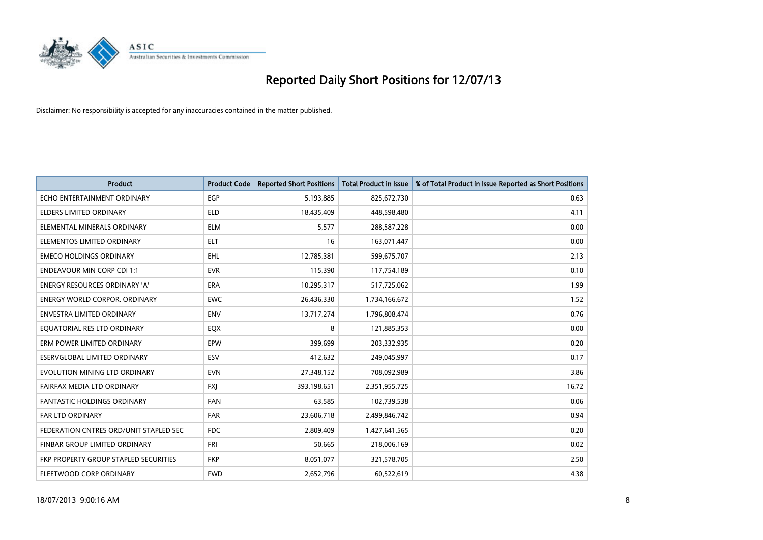# Reported Daily Short Positions for 12/07/13

Disclaimer: No responsibility is accepted for any inaccuracies contained in the matter published.

| Product | Product Code | Reported Short Positions | Total Product in Issue | % of Total Product in Issue Reported as Short Positions |
|---|---|---|---|---|
| ECHO ENTERTAINMENT ORDINARY | EGP | 5,193,885 | 825,672,730 | 0.63 |
| ELDERS LIMITED ORDINARY | ELD | 18,435,409 | 448,598,480 | 4.11 |
| ELEMENTAL MINERALS ORDINARY | ELM | 5,577 | 288,587,228 | 0.00 |
| ELEMENTOS LIMITED ORDINARY | ELT | 16 | 163,071,447 | 0.00 |
| EMECO HOLDINGS ORDINARY | EHL | 12,785,381 | 599,675,707 | 2.13 |
| ENDEAVOUR MIN CORP CDI 1:1 | EVR | 115,390 | 117,754,189 | 0.10 |
| ENERGY RESOURCES ORDINARY 'A' | ERA | 10,295,317 | 517,725,062 | 1.99 |
| ENERGY WORLD CORPOR. ORDINARY | EWC | 26,436,330 | 1,734,166,672 | 1.52 |
| ENVESTRA LIMITED ORDINARY | ENV | 13,717,274 | 1,796,808,474 | 0.76 |
| EQUATORIAL RES LTD ORDINARY | EQX | 8 | 121,885,353 | 0.00 |
| ERM POWER LIMITED ORDINARY | EPW | 399,699 | 203,332,935 | 0.20 |
| ESERVGLOBAL LIMITED ORDINARY | ESV | 412,632 | 249,045,997 | 0.17 |
| EVOLUTION MINING LTD ORDINARY | EVN | 27,348,152 | 708,092,989 | 3.86 |
| FAIRFAX MEDIA LTD ORDINARY | FXJ | 393,198,651 | 2,351,955,725 | 16.72 |
| FANTASTIC HOLDINGS ORDINARY | FAN | 63,585 | 102,739,538 | 0.06 |
| FAR LTD ORDINARY | FAR | 23,606,718 | 2,499,846,742 | 0.94 |
| FEDERATION CNTRES ORD/UNIT STAPLED SEC | FDC | 2,809,409 | 1,427,641,565 | 0.20 |
| FINBAR GROUP LIMITED ORDINARY | FRI | 50,665 | 218,006,169 | 0.02 |
| FKP PROPERTY GROUP STAPLED SECURITIES | FKP | 8,051,077 | 321,578,705 | 2.50 |
| FLEETWOOD CORP ORDINARY | FWD | 2,652,796 | 60,522,619 | 4.38 |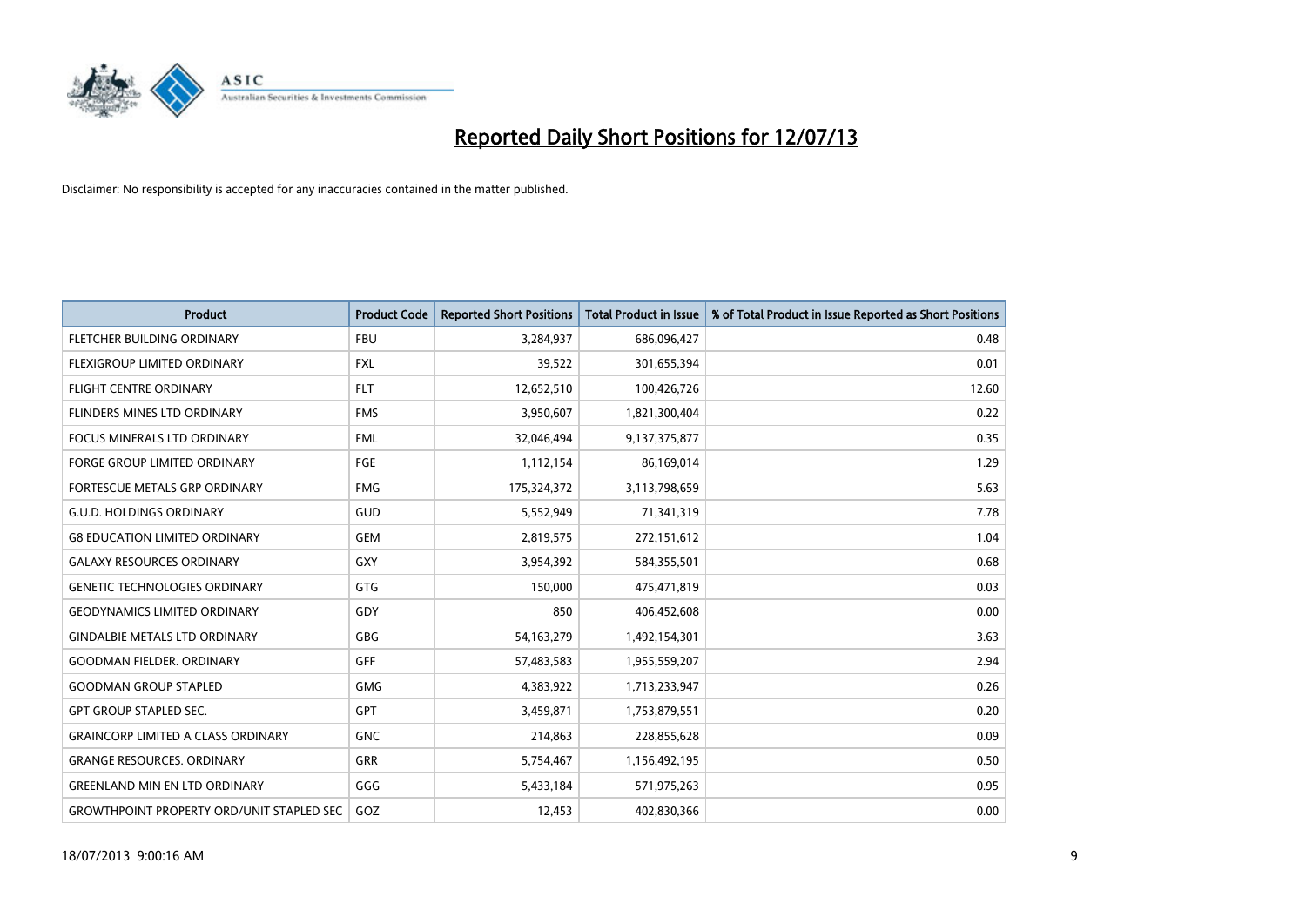# Reported Daily Short Positions for 12/07/13

Disclaimer: No responsibility is accepted for any inaccuracies contained in the matter published.

| Product | Product Code | Reported Short Positions | Total Product in Issue | % of Total Product in Issue Reported as Short Positions |
|---|---|---|---|---|
| FLETCHER BUILDING ORDINARY | FBU | 3,284,937 | 686,096,427 | 0.48 |
| FLEXIGROUP LIMITED ORDINARY | FXL | 39,522 | 301,655,394 | 0.01 |
| FLIGHT CENTRE ORDINARY | FLT | 12,652,510 | 100,426,726 | 12.60 |
| FLINDERS MINES LTD ORDINARY | FMS | 3,950,607 | 1,821,300,404 | 0.22 |
| FOCUS MINERALS LTD ORDINARY | FML | 32,046,494 | 9,137,375,877 | 0.35 |
| FORGE GROUP LIMITED ORDINARY | FGE | 1,112,154 | 86,169,014 | 1.29 |
| FORTESCUE METALS GRP ORDINARY | FMG | 175,324,372 | 3,113,798,659 | 5.63 |
| G.U.D. HOLDINGS ORDINARY | GUD | 5,552,949 | 71,341,319 | 7.78 |
| G8 EDUCATION LIMITED ORDINARY | GEM | 2,819,575 | 272,151,612 | 1.04 |
| GALAXY RESOURCES ORDINARY | GXY | 3,954,392 | 584,355,501 | 0.68 |
| GENETIC TECHNOLOGIES ORDINARY | GTG | 150,000 | 475,471,819 | 0.03 |
| GEODYNAMICS LIMITED ORDINARY | GDY | 850 | 406,452,608 | 0.00 |
| GINDALBIE METALS LTD ORDINARY | GBG | 54,163,279 | 1,492,154,301 | 3.63 |
| GOODMAN FIELDER. ORDINARY | GFF | 57,483,583 | 1,955,559,207 | 2.94 |
| GOODMAN GROUP STAPLED | GMG | 4,383,922 | 1,713,233,947 | 0.26 |
| GPT GROUP STAPLED SEC. | GPT | 3,459,871 | 1,753,879,551 | 0.20 |
| GRAINCORP LIMITED A CLASS ORDINARY | GNC | 214,863 | 228,855,628 | 0.09 |
| GRANGE RESOURCES. ORDINARY | GRR | 5,754,467 | 1,156,492,195 | 0.50 |
| GREENLAND MIN EN LTD ORDINARY | GGG | 5,433,184 | 571,975,263 | 0.95 |
| GROWTHPOINT PROPERTY ORD/UNIT STAPLED SEC | GOZ | 12,453 | 402,830,366 | 0.00 |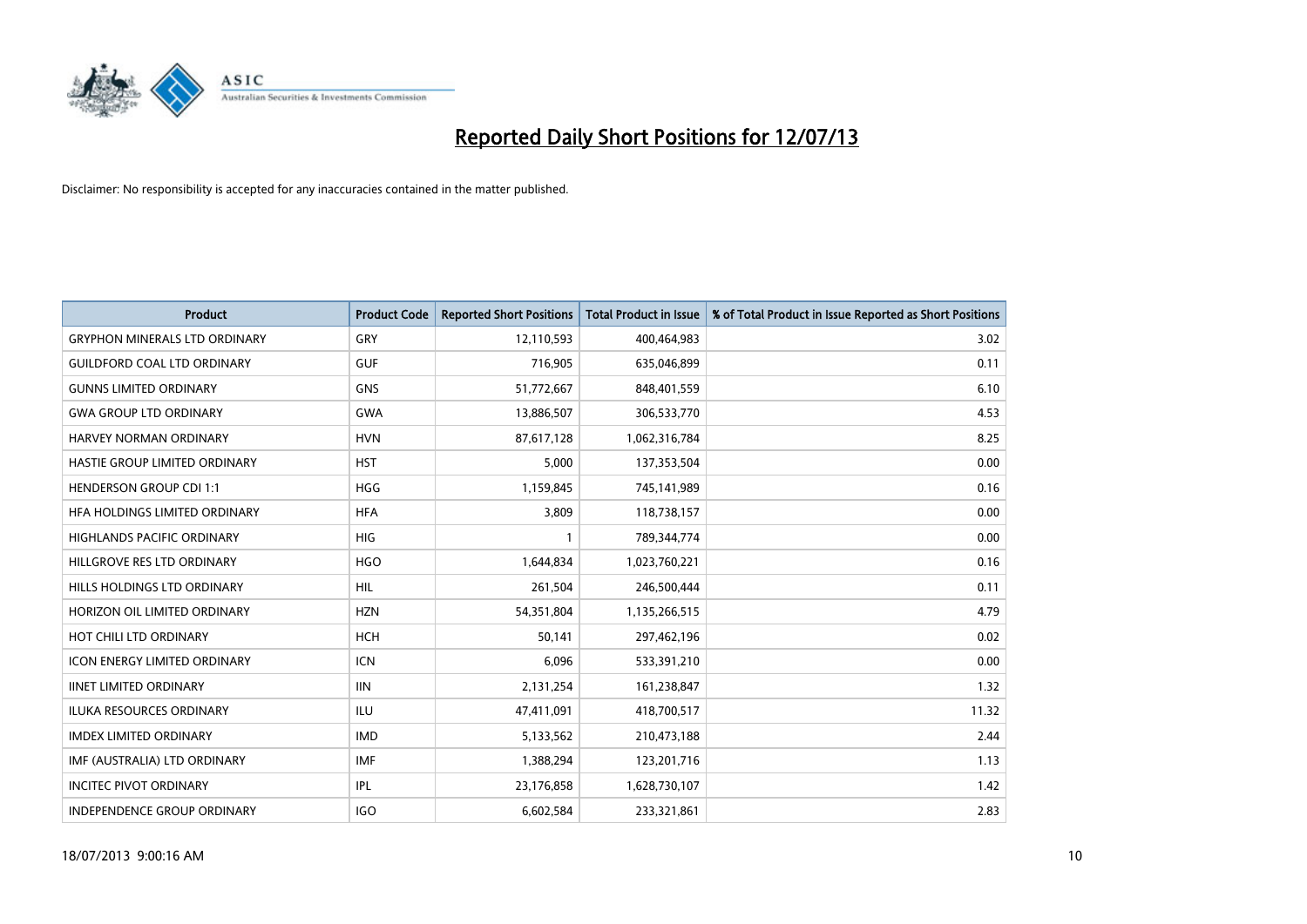# Reported Daily Short Positions for 12/07/13

Disclaimer: No responsibility is accepted for any inaccuracies contained in the matter published.

| Product | Product Code | Reported Short Positions | Total Product in Issue | % of Total Product in Issue Reported as Short Positions |
|---|---|---|---|---|
| GRYPHON MINERALS LTD ORDINARY | GRY | 12,110,593 | 400,464,983 | 3.02 |
| GUILDFORD COAL LTD ORDINARY | GUF | 716,905 | 635,046,899 | 0.11 |
| GUNNS LIMITED ORDINARY | GNS | 51,772,667 | 848,401,559 | 6.10 |
| GWA GROUP LTD ORDINARY | GWA | 13,886,507 | 306,533,770 | 4.53 |
| HARVEY NORMAN ORDINARY | HVN | 87,617,128 | 1,062,316,784 | 8.25 |
| HASTIE GROUP LIMITED ORDINARY | HST | 5,000 | 137,353,504 | 0.00 |
| HENDERSON GROUP CDI 1:1 | HGG | 1,159,845 | 745,141,989 | 0.16 |
| HFA HOLDINGS LIMITED ORDINARY | HFA | 3,809 | 118,738,157 | 0.00 |
| HIGHLANDS PACIFIC ORDINARY | HIG | 1 | 789,344,774 | 0.00 |
| HILLGROVE RES LTD ORDINARY | HGO | 1,644,834 | 1,023,760,221 | 0.16 |
| HILLS HOLDINGS LTD ORDINARY | HIL | 261,504 | 246,500,444 | 0.11 |
| HORIZON OIL LIMITED ORDINARY | HZN | 54,351,804 | 1,135,266,515 | 4.79 |
| HOT CHILI LTD ORDINARY | HCH | 50,141 | 297,462,196 | 0.02 |
| ICON ENERGY LIMITED ORDINARY | ICN | 6,096 | 533,391,210 | 0.00 |
| IINET LIMITED ORDINARY | IIN | 2,131,254 | 161,238,847 | 1.32 |
| ILUKA RESOURCES ORDINARY | ILU | 47,411,091 | 418,700,517 | 11.32 |
| IMDEX LIMITED ORDINARY | IMD | 5,133,562 | 210,473,188 | 2.44 |
| IMF (AUSTRALIA) LTD ORDINARY | IMF | 1,388,294 | 123,201,716 | 1.13 |
| INCITEC PIVOT ORDINARY | IPL | 23,176,858 | 1,628,730,107 | 1.42 |
| INDEPENDENCE GROUP ORDINARY | IGO | 6,602,584 | 233,321,861 | 2.83 |

18/07/2013 9:00:16 AM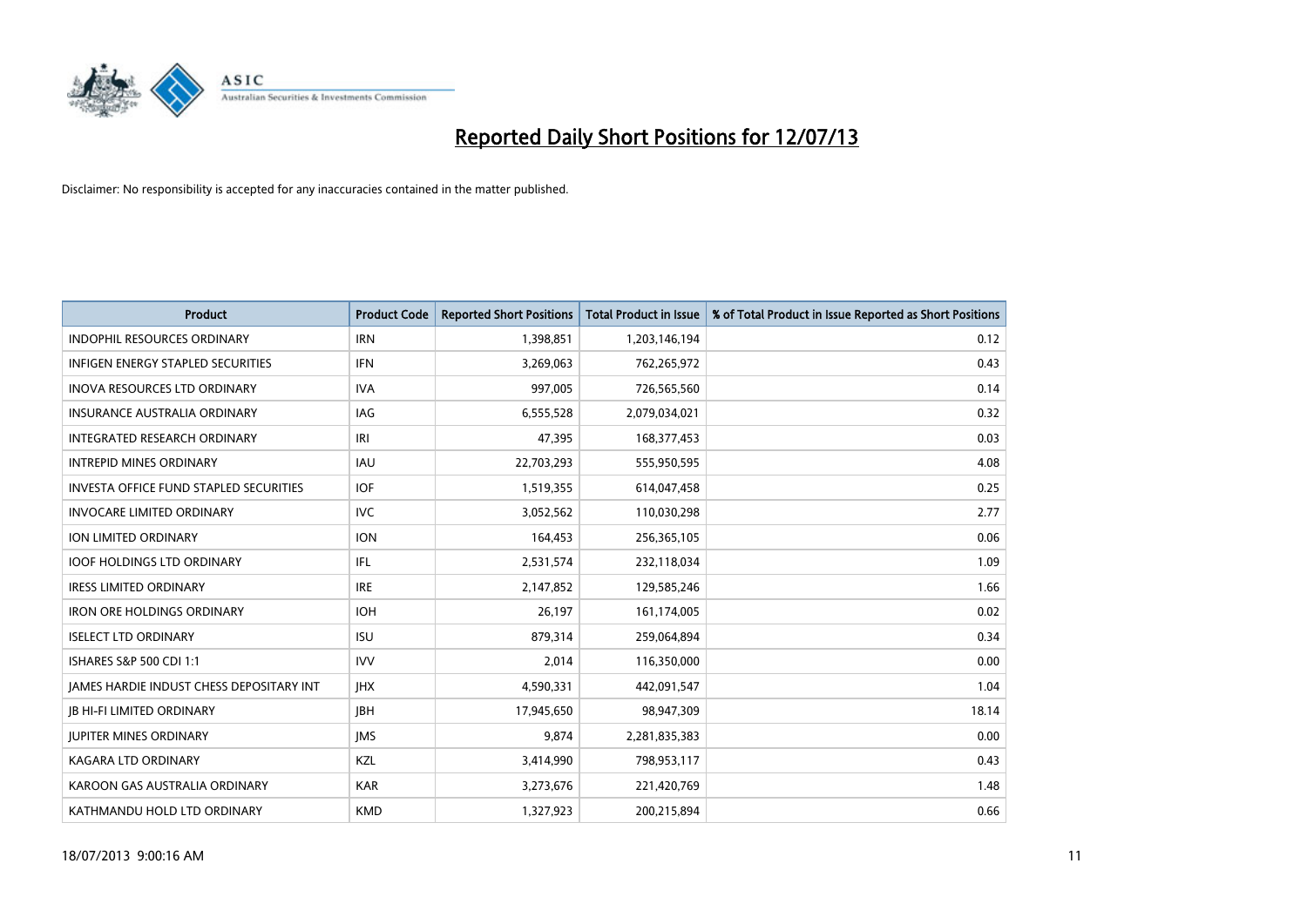# Reported Daily Short Positions for 12/07/13

Disclaimer: No responsibility is accepted for any inaccuracies contained in the matter published.

| Product | Product Code | Reported Short Positions | Total Product in Issue | % of Total Product in Issue Reported as Short Positions |
| --- | --- | --- | --- | --- |
| INDOPHIL RESOURCES ORDINARY | IRN | 1,398,851 | 1,203,146,194 | 0.12 |
| INFIGEN ENERGY STAPLED SECURITIES | IFN | 3,269,063 | 762,265,972 | 0.43 |
| INOVA RESOURCES LTD ORDINARY | IVA | 997,005 | 726,565,560 | 0.14 |
| INSURANCE AUSTRALIA ORDINARY | IAG | 6,555,528 | 2,079,034,021 | 0.32 |
| INTEGRATED RESEARCH ORDINARY | IRI | 47,395 | 168,377,453 | 0.03 |
| INTREPID MINES ORDINARY | IAU | 22,703,293 | 555,950,595 | 4.08 |
| INVESTA OFFICE FUND STAPLED SECURITIES | IOF | 1,519,355 | 614,047,458 | 0.25 |
| INVOCARE LIMITED ORDINARY | IVC | 3,052,562 | 110,030,298 | 2.77 |
| ION LIMITED ORDINARY | ION | 164,453 | 256,365,105 | 0.06 |
| IOOF HOLDINGS LTD ORDINARY | IFL | 2,531,574 | 232,118,034 | 1.09 |
| IRESS LIMITED ORDINARY | IRE | 2,147,852 | 129,585,246 | 1.66 |
| IRON ORE HOLDINGS ORDINARY | IOH | 26,197 | 161,174,005 | 0.02 |
| ISELECT LTD ORDINARY | ISU | 879,314 | 259,064,894 | 0.34 |
| ISHARES S&P 500 CDI 1:1 | IVV | 2,014 | 116,350,000 | 0.00 |
| JAMES HARDIE INDUST CHESS DEPOSITARY INT | JHX | 4,590,331 | 442,091,547 | 1.04 |
| JB HI-FI LIMITED ORDINARY | JBH | 17,945,650 | 98,947,309 | 18.14 |
| JUPITER MINES ORDINARY | JMS | 9,874 | 2,281,835,383 | 0.00 |
| KAGARA LTD ORDINARY | KZL | 3,414,990 | 798,953,117 | 0.43 |
| KAROON GAS AUSTRALIA ORDINARY | KAR | 3,273,676 | 221,420,769 | 1.48 |
| KATHMANDU HOLD LTD ORDINARY | KMD | 1,327,923 | 200,215,894 | 0.66 |

18/07/2013 9:00:16 AM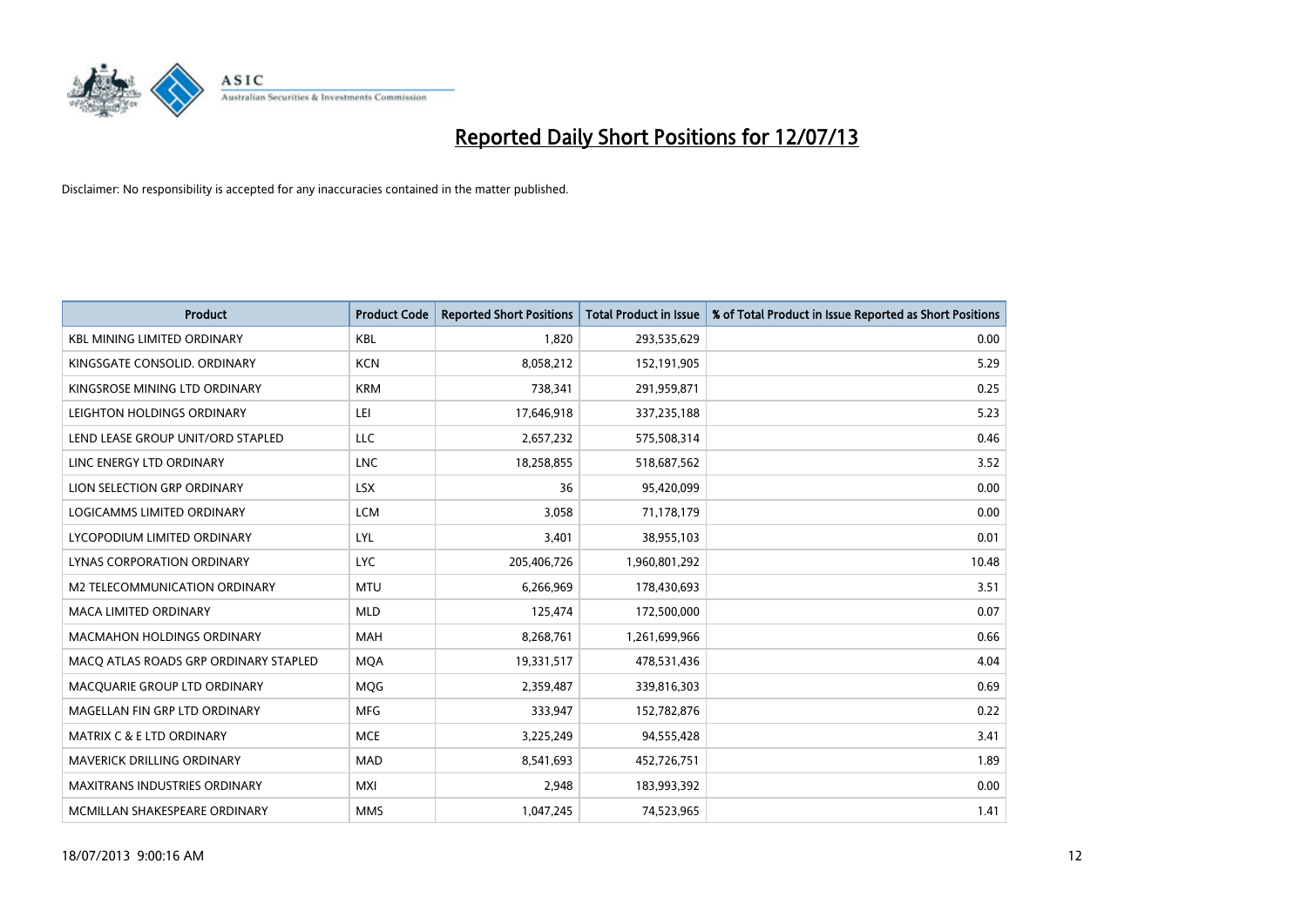# Reported Daily Short Positions for 12/07/13

Disclaimer: No responsibility is accepted for any inaccuracies contained in the matter published.

| Product | Product Code | Reported Short Positions | Total Product in Issue | % of Total Product in Issue Reported as Short Positions |
| --- | --- | --- | --- | --- |
| KBL MINING LIMITED ORDINARY | KBL | 1,820 | 293,535,629 | 0.00 |
| KINGSGATE CONSOLID. ORDINARY | KCN | 8,058,212 | 152,191,905 | 5.29 |
| KINGSROSE MINING LTD ORDINARY | KRM | 738,341 | 291,959,871 | 0.25 |
| LEIGHTON HOLDINGS ORDINARY | LEI | 17,646,918 | 337,235,188 | 5.23 |
| LEND LEASE GROUP UNIT/ORD STAPLED | LLC | 2,657,232 | 575,508,314 | 0.46 |
| LINC ENERGY LTD ORDINARY | LNC | 18,258,855 | 518,687,562 | 3.52 |
| LION SELECTION GRP ORDINARY | LSX | 36 | 95,420,099 | 0.00 |
| LOGICAMMS LIMITED ORDINARY | LCM | 3,058 | 71,178,179 | 0.00 |
| LYCOPODIUM LIMITED ORDINARY | LYL | 3,401 | 38,955,103 | 0.01 |
| LYNAS CORPORATION ORDINARY | LYC | 205,406,726 | 1,960,801,292 | 10.48 |
| M2 TELECOMMUNICATION ORDINARY | MTU | 6,266,969 | 178,430,693 | 3.51 |
| MACA LIMITED ORDINARY | MLD | 125,474 | 172,500,000 | 0.07 |
| MACMAHON HOLDINGS ORDINARY | MAH | 8,268,761 | 1,261,699,966 | 0.66 |
| MACQ ATLAS ROADS GRP ORDINARY STAPLED | MQA | 19,331,517 | 478,531,436 | 4.04 |
| MACQUARIE GROUP LTD ORDINARY | MQG | 2,359,487 | 339,816,303 | 0.69 |
| MAGELLAN FIN GRP LTD ORDINARY | MFG | 333,947 | 152,782,876 | 0.22 |
| MATRIX C & E LTD ORDINARY | MCE | 3,225,249 | 94,555,428 | 3.41 |
| MAVERICK DRILLING ORDINARY | MAD | 8,541,693 | 452,726,751 | 1.89 |
| MAXITRANS INDUSTRIES ORDINARY | MXI | 2,948 | 183,993,392 | 0.00 |
| MCMILLAN SHAKESPEARE ORDINARY | MMS | 1,047,245 | 74,523,965 | 1.41 |

18/07/2013 9:00:16 AM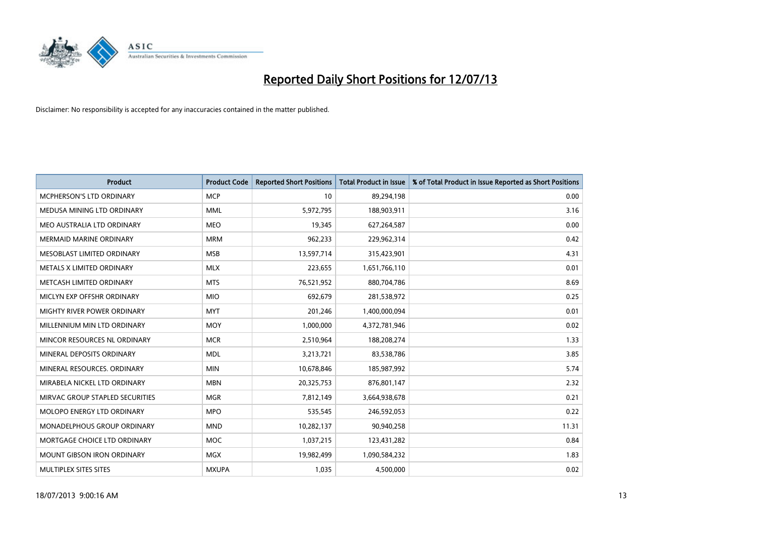# Reported Daily Short Positions for 12/07/13

Disclaimer: No responsibility is accepted for any inaccuracies contained in the matter published.

| Product | Product Code | Reported Short Positions | Total Product in Issue | % of Total Product in Issue Reported as Short Positions |
|---|---|---|---|---|
| MCPHERSON'S LTD ORDINARY | MCP | 10 | 89,294,198 | 0.00 |
| MEDUSA MINING LTD ORDINARY | MML | 5,972,795 | 188,903,911 | 3.16 |
| MEO AUSTRALIA LTD ORDINARY | MEO | 19,345 | 627,264,587 | 0.00 |
| MERMAID MARINE ORDINARY | MRM | 962,233 | 229,962,314 | 0.42 |
| MESOBLAST LIMITED ORDINARY | MSB | 13,597,714 | 315,423,901 | 4.31 |
| METALS X LIMITED ORDINARY | MLX | 223,655 | 1,651,766,110 | 0.01 |
| METCASH LIMITED ORDINARY | MTS | 76,521,952 | 880,704,786 | 8.69 |
| MICLYN EXP OFFSHR ORDINARY | MIO | 692,679 | 281,538,972 | 0.25 |
| MIGHTY RIVER POWER ORDINARY | MYT | 201,246 | 1,400,000,094 | 0.01 |
| MILLENNIUM MIN LTD ORDINARY | MOY | 1,000,000 | 4,372,781,946 | 0.02 |
| MINCOR RESOURCES NL ORDINARY | MCR | 2,510,964 | 188,208,274 | 1.33 |
| MINERAL DEPOSITS ORDINARY | MDL | 3,213,721 | 83,538,786 | 3.85 |
| MINERAL RESOURCES. ORDINARY | MIN | 10,678,846 | 185,987,992 | 5.74 |
| MIRABELA NICKEL LTD ORDINARY | MBN | 20,325,753 | 876,801,147 | 2.32 |
| MIRVAC GROUP STAPLED SECURITIES | MGR | 7,812,149 | 3,664,938,678 | 0.21 |
| MOLOPO ENERGY LTD ORDINARY | MPO | 535,545 | 246,592,053 | 0.22 |
| MONADELPHOUS GROUP ORDINARY | MND | 10,282,137 | 90,940,258 | 11.31 |
| MORTGAGE CHOICE LTD ORDINARY | MOC | 1,037,215 | 123,431,282 | 0.84 |
| MOUNT GIBSON IRON ORDINARY | MGX | 19,982,499 | 1,090,584,232 | 1.83 |
| MULTIPLEX SITES SITES | MXUPA | 1,035 | 4,500,000 | 0.02 |

18/07/2013 9:00:16 AM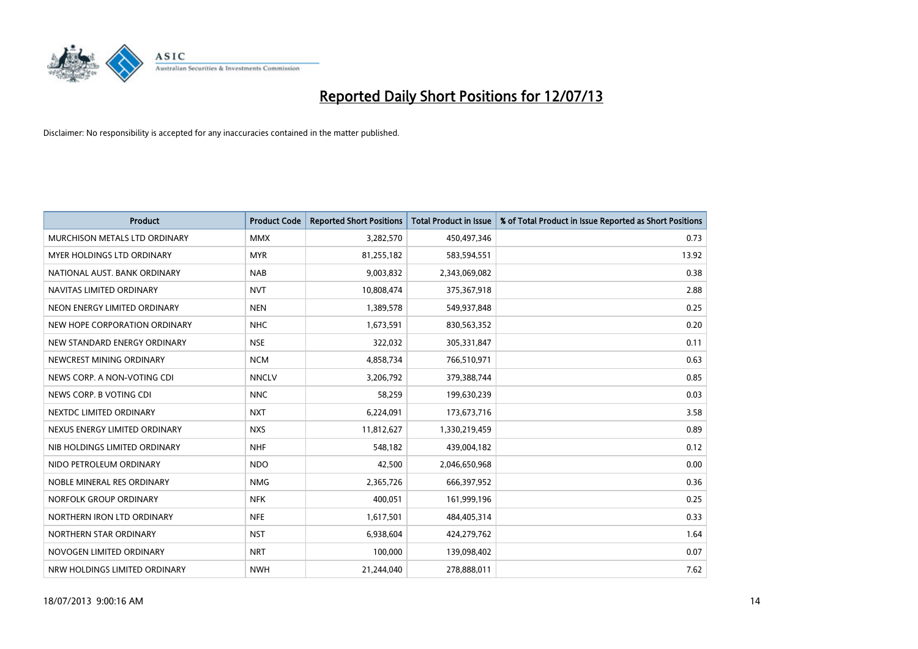# Reported Daily Short Positions for 12/07/13

Disclaimer: No responsibility is accepted for any inaccuracies contained in the matter published.

| Product | Product Code | Reported Short Positions | Total Product in Issue | % of Total Product in Issue Reported as Short Positions |
|---|---|---|---|---|
| MURCHISON METALS LTD ORDINARY | MMX | 3,282,570 | 450,497,346 | 0.73 |
| MYER HOLDINGS LTD ORDINARY | MYR | 81,255,182 | 583,594,551 | 13.92 |
| NATIONAL AUST. BANK ORDINARY | NAB | 9,003,832 | 2,343,069,082 | 0.38 |
| NAVITAS LIMITED ORDINARY | NVT | 10,808,474 | 375,367,918 | 2.88 |
| NEON ENERGY LIMITED ORDINARY | NEN | 1,389,578 | 549,937,848 | 0.25 |
| NEW HOPE CORPORATION ORDINARY | NHC | 1,673,591 | 830,563,352 | 0.20 |
| NEW STANDARD ENERGY ORDINARY | NSE | 322,032 | 305,331,847 | 0.11 |
| NEWCREST MINING ORDINARY | NCM | 4,858,734 | 766,510,971 | 0.63 |
| NEWS CORP. A NON-VOTING CDI | NNCLV | 3,206,792 | 379,388,744 | 0.85 |
| NEWS CORP. B VOTING CDI | NNC | 58,259 | 199,630,239 | 0.03 |
| NEXTDC LIMITED ORDINARY | NXT | 6,224,091 | 173,673,716 | 3.58 |
| NEXUS ENERGY LIMITED ORDINARY | NXS | 11,812,627 | 1,330,219,459 | 0.89 |
| NIB HOLDINGS LIMITED ORDINARY | NHF | 548,182 | 439,004,182 | 0.12 |
| NIDO PETROLEUM ORDINARY | NDO | 42,500 | 2,046,650,968 | 0.00 |
| NOBLE MINERAL RES ORDINARY | NMG | 2,365,726 | 666,397,952 | 0.36 |
| NORFOLK GROUP ORDINARY | NFK | 400,051 | 161,999,196 | 0.25 |
| NORTHERN IRON LTD ORDINARY | NFE | 1,617,501 | 484,405,314 | 0.33 |
| NORTHERN STAR ORDINARY | NST | 6,938,604 | 424,279,762 | 1.64 |
| NOVOGEN LIMITED ORDINARY | NRT | 100,000 | 139,098,402 | 0.07 |
| NRW HOLDINGS LIMITED ORDINARY | NWH | 21,244,040 | 278,888,011 | 7.62 |

18/07/2013 9:00:16 AM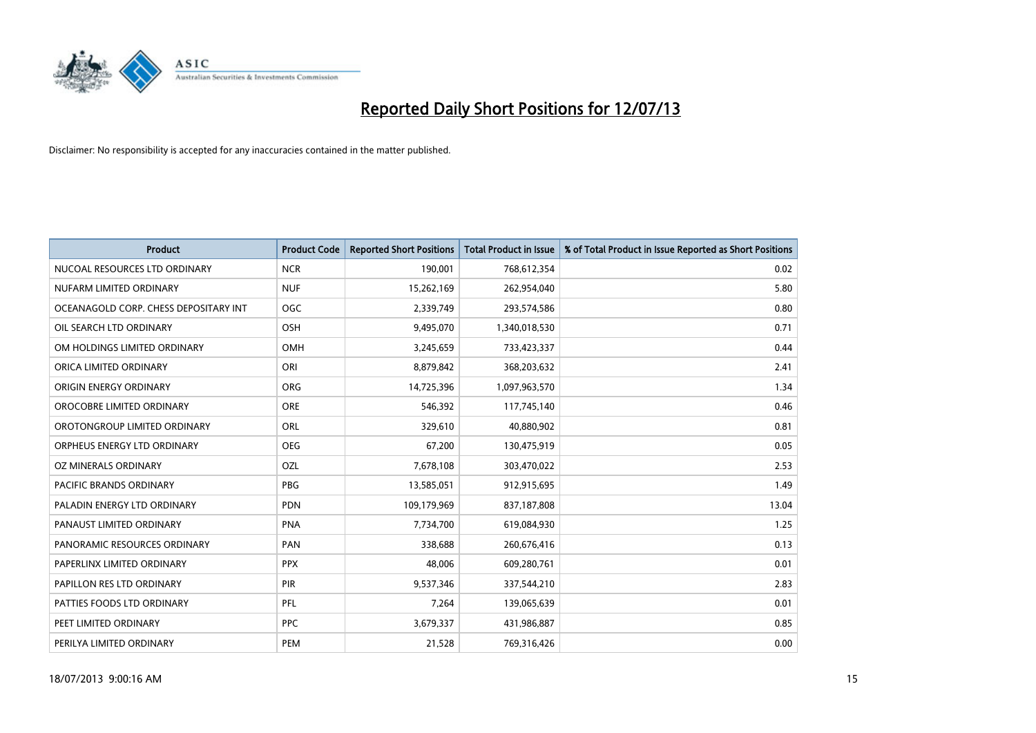# Reported Daily Short Positions for 12/07/13

Disclaimer: No responsibility is accepted for any inaccuracies contained in the matter published.

| Product | Product Code | Reported Short Positions | Total Product in Issue | % of Total Product in Issue Reported as Short Positions |
|---|---|---|---|---|
| NUCOAL RESOURCES LTD ORDINARY | NCR | 190,001 | 768,612,354 | 0.02 |
| NUFARM LIMITED ORDINARY | NUF | 15,262,169 | 262,954,040 | 5.80 |
| OCEANAGOLD CORP. CHESS DEPOSITARY INT | OGC | 2,339,749 | 293,574,586 | 0.80 |
| OIL SEARCH LTD ORDINARY | OSH | 9,495,070 | 1,340,018,530 | 0.71 |
| OM HOLDINGS LIMITED ORDINARY | OMH | 3,245,659 | 733,423,337 | 0.44 |
| ORICA LIMITED ORDINARY | ORI | 8,879,842 | 368,203,632 | 2.41 |
| ORIGIN ENERGY ORDINARY | ORG | 14,725,396 | 1,097,963,570 | 1.34 |
| OROCOBRE LIMITED ORDINARY | ORE | 546,392 | 117,745,140 | 0.46 |
| OROTONGROUP LIMITED ORDINARY | ORL | 329,610 | 40,880,902 | 0.81 |
| ORPHEUS ENERGY LTD ORDINARY | OEG | 67,200 | 130,475,919 | 0.05 |
| OZ MINERALS ORDINARY | OZL | 7,678,108 | 303,470,022 | 2.53 |
| PACIFIC BRANDS ORDINARY | PBG | 13,585,051 | 912,915,695 | 1.49 |
| PALADIN ENERGY LTD ORDINARY | PDN | 109,179,969 | 837,187,808 | 13.04 |
| PANAUST LIMITED ORDINARY | PNA | 7,734,700 | 619,084,930 | 1.25 |
| PANORAMIC RESOURCES ORDINARY | PAN | 338,688 | 260,676,416 | 0.13 |
| PAPERLINX LIMITED ORDINARY | PPX | 48,006 | 609,280,761 | 0.01 |
| PAPILLON RES LTD ORDINARY | PIR | 9,537,346 | 337,544,210 | 2.83 |
| PATTIES FOODS LTD ORDINARY | PFL | 7,264 | 139,065,639 | 0.01 |
| PEET LIMITED ORDINARY | PPC | 3,679,337 | 431,986,887 | 0.85 |
| PERILYA LIMITED ORDINARY | PEM | 21,528 | 769,316,426 | 0.00 |

18/07/2013 9:00:16 AM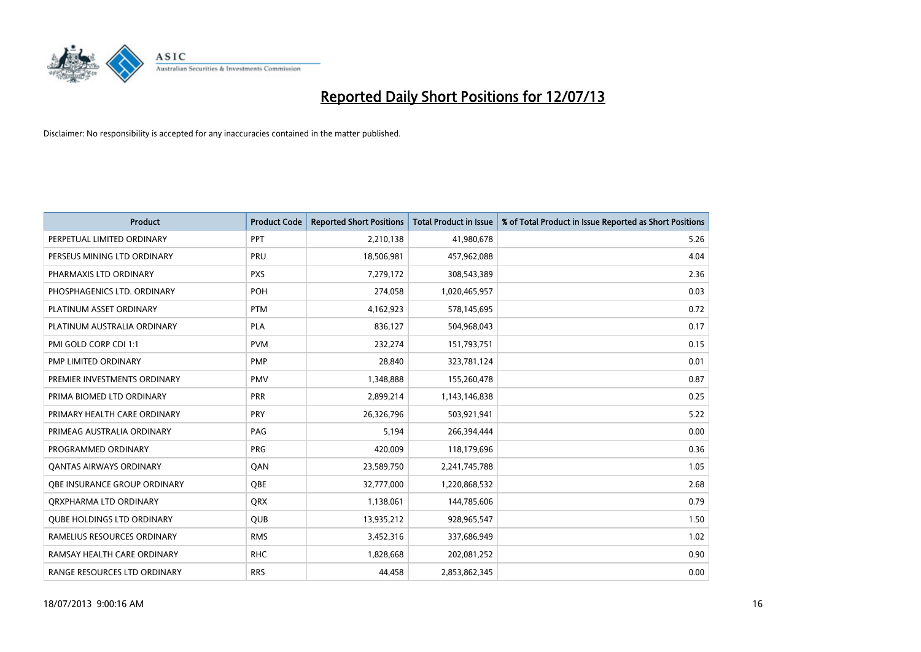# Reported Daily Short Positions for 12/07/13

Disclaimer: No responsibility is accepted for any inaccuracies contained in the matter published.

| Product | Product Code | Reported Short Positions | Total Product in Issue | % of Total Product in Issue Reported as Short Positions |
|---|---|---|---|---|
| PERPETUAL LIMITED ORDINARY | PPT | 2,210,138 | 41,980,678 | 5.26 |
| PERSEUS MINING LTD ORDINARY | PRU | 18,506,981 | 457,962,088 | 4.04 |
| PHARMAXIS LTD ORDINARY | PXS | 7,279,172 | 308,543,389 | 2.36 |
| PHOSPHAGENICS LTD. ORDINARY | POH | 274,058 | 1,020,465,957 | 0.03 |
| PLATINUM ASSET ORDINARY | PTM | 4,162,923 | 578,145,695 | 0.72 |
| PLATINUM AUSTRALIA ORDINARY | PLA | 836,127 | 504,968,043 | 0.17 |
| PMI GOLD CORP CDI 1:1 | PVM | 232,274 | 151,793,751 | 0.15 |
| PMP LIMITED ORDINARY | PMP | 28,840 | 323,781,124 | 0.01 |
| PREMIER INVESTMENTS ORDINARY | PMV | 1,348,888 | 155,260,478 | 0.87 |
| PRIMA BIOMED LTD ORDINARY | PRR | 2,899,214 | 1,143,146,838 | 0.25 |
| PRIMARY HEALTH CARE ORDINARY | PRY | 26,326,796 | 503,921,941 | 5.22 |
| PRIMEAG AUSTRALIA ORDINARY | PAG | 5,194 | 266,394,444 | 0.00 |
| PROGRAMMED ORDINARY | PRG | 420,009 | 118,179,696 | 0.36 |
| QANTAS AIRWAYS ORDINARY | QAN | 23,589,750 | 2,241,745,788 | 1.05 |
| QBE INSURANCE GROUP ORDINARY | QBE | 32,777,000 | 1,220,868,532 | 2.68 |
| QRXPHARMA LTD ORDINARY | QRX | 1,138,061 | 144,785,606 | 0.79 |
| QUBE HOLDINGS LTD ORDINARY | QUB | 13,935,212 | 928,965,547 | 1.50 |
| RAMELIUS RESOURCES ORDINARY | RMS | 3,452,316 | 337,686,949 | 1.02 |
| RAMSAY HEALTH CARE ORDINARY | RHC | 1,828,668 | 202,081,252 | 0.90 |
| RANGE RESOURCES LTD ORDINARY | RRS | 44,458 | 2,853,862,345 | 0.00 |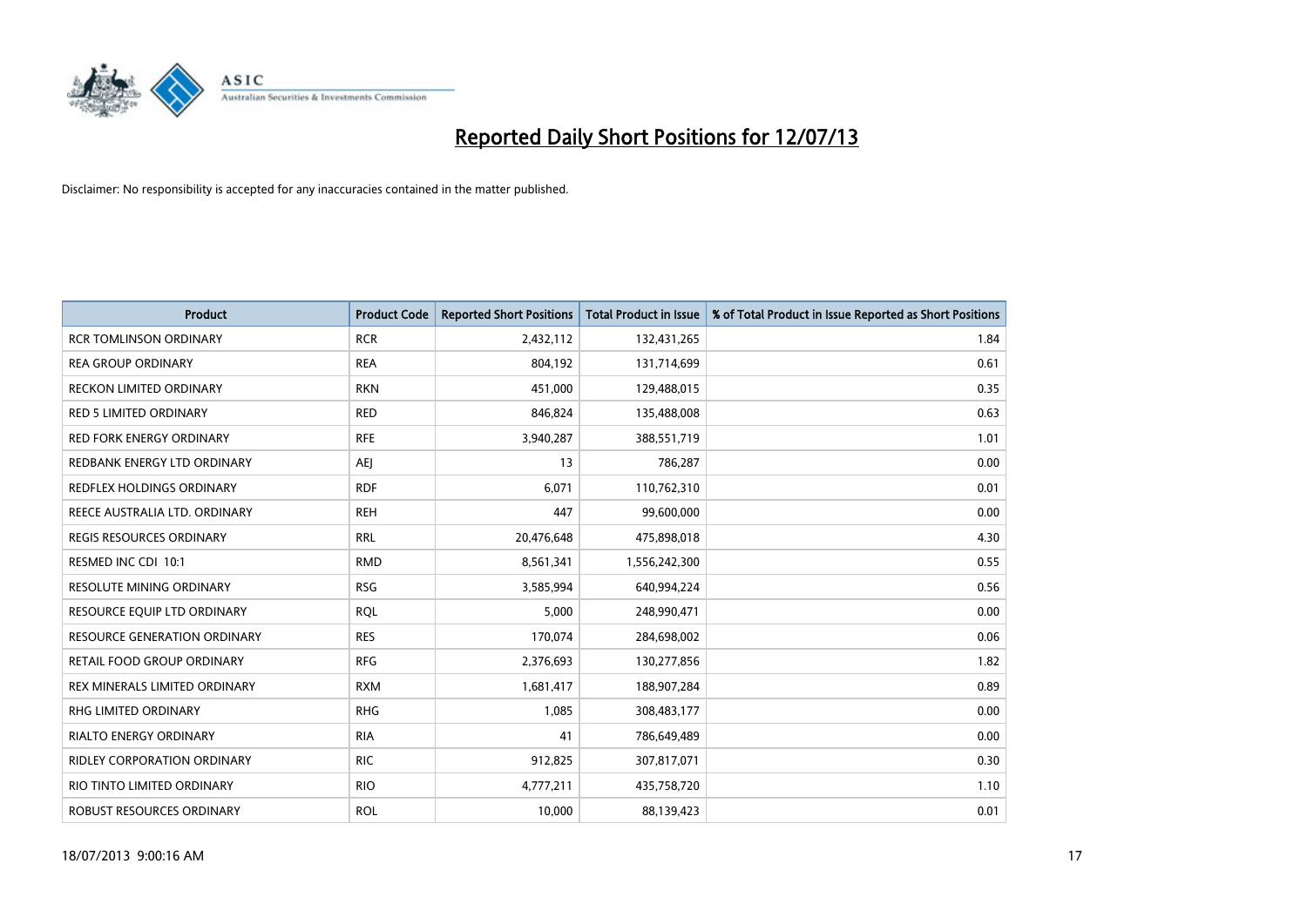# Reported Daily Short Positions for 12/07/13

Disclaimer: No responsibility is accepted for any inaccuracies contained in the matter published.

| Product | Product Code | Reported Short Positions | Total Product in Issue | % of Total Product in Issue Reported as Short Positions |
|---|---|---|---|---|
| RCR TOMLINSON ORDINARY | RCR | 2,432,112 | 132,431,265 | 1.84 |
| REA GROUP ORDINARY | REA | 804,192 | 131,714,699 | 0.61 |
| RECKON LIMITED ORDINARY | RKN | 451,000 | 129,488,015 | 0.35 |
| RED 5 LIMITED ORDINARY | RED | 846,824 | 135,488,008 | 0.63 |
| RED FORK ENERGY ORDINARY | RFE | 3,940,287 | 388,551,719 | 1.01 |
| REDBANK ENERGY LTD ORDINARY | AEJ | 13 | 786,287 | 0.00 |
| REDFLEX HOLDINGS ORDINARY | RDF | 6,071 | 110,762,310 | 0.01 |
| REECE AUSTRALIA LTD. ORDINARY | REH | 447 | 99,600,000 | 0.00 |
| REGIS RESOURCES ORDINARY | RRL | 20,476,648 | 475,898,018 | 4.30 |
| RESMED INC CDI 10:1 | RMD | 8,561,341 | 1,556,242,300 | 0.55 |
| RESOLUTE MINING ORDINARY | RSG | 3,585,994 | 640,994,224 | 0.56 |
| RESOURCE EQUIP LTD ORDINARY | RQL | 5,000 | 248,990,471 | 0.00 |
| RESOURCE GENERATION ORDINARY | RES | 170,074 | 284,698,002 | 0.06 |
| RETAIL FOOD GROUP ORDINARY | RFG | 2,376,693 | 130,277,856 | 1.82 |
| REX MINERALS LIMITED ORDINARY | RXM | 1,681,417 | 188,907,284 | 0.89 |
| RHG LIMITED ORDINARY | RHG | 1,085 | 308,483,177 | 0.00 |
| RIALTO ENERGY ORDINARY | RIA | 41 | 786,649,489 | 0.00 |
| RIDLEY CORPORATION ORDINARY | RIC | 912,825 | 307,817,071 | 0.30 |
| RIO TINTO LIMITED ORDINARY | RIO | 4,777,211 | 435,758,720 | 1.10 |
| ROBUST RESOURCES ORDINARY | ROL | 10,000 | 88,139,423 | 0.01 |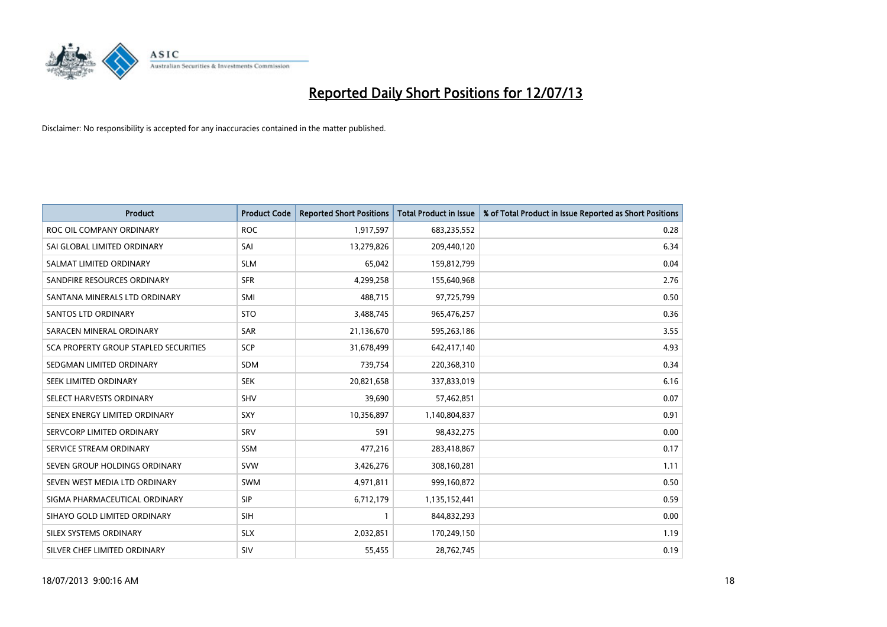# Reported Daily Short Positions for 12/07/13

Disclaimer: No responsibility is accepted for any inaccuracies contained in the matter published.

| Product | Product Code | Reported Short Positions | Total Product in Issue | % of Total Product in Issue Reported as Short Positions |
|---|---|---|---|---|
| ROC OIL COMPANY ORDINARY | ROC | 1,917,597 | 683,235,552 | 0.28 |
| SAI GLOBAL LIMITED ORDINARY | SAI | 13,279,826 | 209,440,120 | 6.34 |
| SALMAT LIMITED ORDINARY | SLM | 65,042 | 159,812,799 | 0.04 |
| SANDFIRE RESOURCES ORDINARY | SFR | 4,299,258 | 155,640,968 | 2.76 |
| SANTANA MINERALS LTD ORDINARY | SMI | 488,715 | 97,725,799 | 0.50 |
| SANTOS LTD ORDINARY | STO | 3,488,745 | 965,476,257 | 0.36 |
| SARACEN MINERAL ORDINARY | SAR | 21,136,670 | 595,263,186 | 3.55 |
| SCA PROPERTY GROUP STAPLED SECURITIES | SCP | 31,678,499 | 642,417,140 | 4.93 |
| SEDGMAN LIMITED ORDINARY | SDM | 739,754 | 220,368,310 | 0.34 |
| SEEK LIMITED ORDINARY | SEK | 20,821,658 | 337,833,019 | 6.16 |
| SELECT HARVESTS ORDINARY | SHV | 39,690 | 57,462,851 | 0.07 |
| SENEX ENERGY LIMITED ORDINARY | SXY | 10,356,897 | 1,140,804,837 | 0.91 |
| SERVCORP LIMITED ORDINARY | SRV | 591 | 98,432,275 | 0.00 |
| SERVICE STREAM ORDINARY | SSM | 477,216 | 283,418,867 | 0.17 |
| SEVEN GROUP HOLDINGS ORDINARY | SVW | 3,426,276 | 308,160,281 | 1.11 |
| SEVEN WEST MEDIA LTD ORDINARY | SWM | 4,971,811 | 999,160,872 | 0.50 |
| SIGMA PHARMACEUTICAL ORDINARY | SIP | 6,712,179 | 1,135,152,441 | 0.59 |
| SIHAYO GOLD LIMITED ORDINARY | SIH | 1 | 844,832,293 | 0.00 |
| SILEX SYSTEMS ORDINARY | SLX | 2,032,851 | 170,249,150 | 1.19 |
| SILVER CHEF LIMITED ORDINARY | SIV | 55,455 | 28,762,745 | 0.19 |

18/07/2013 9:00:16 AM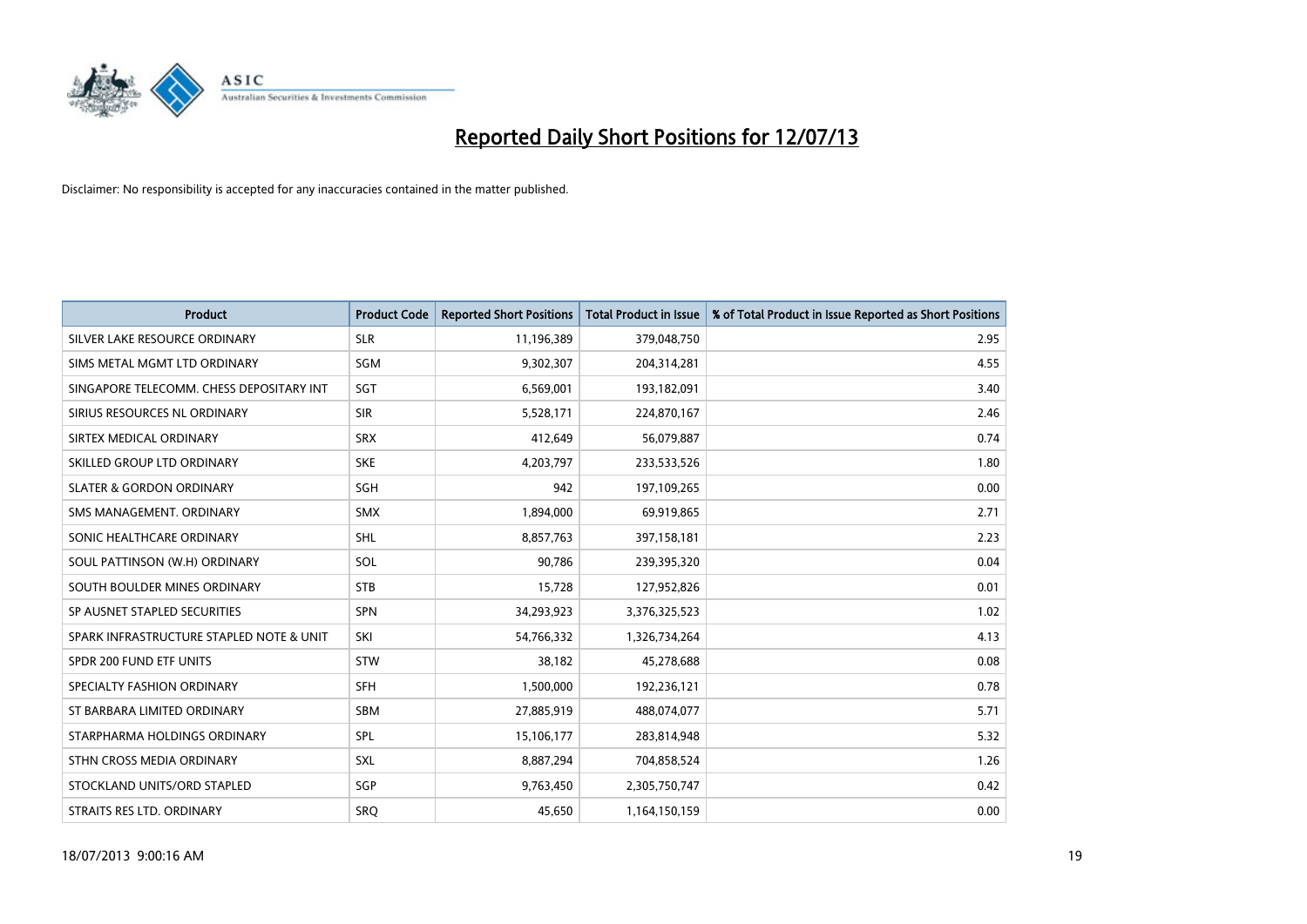# Reported Daily Short Positions for 12/07/13

Disclaimer: No responsibility is accepted for any inaccuracies contained in the matter published.

| Product | Product Code | Reported Short Positions | Total Product in Issue | % of Total Product in Issue Reported as Short Positions |
|---|---|---|---|---|
| SILVER LAKE RESOURCE ORDINARY | SLR | 11,196,389 | 379,048,750 | 2.95 |
| SIMS METAL MGMT LTD ORDINARY | SGM | 9,302,307 | 204,314,281 | 4.55 |
| SINGAPORE TELECOMM. CHESS DEPOSITARY INT | SGT | 6,569,001 | 193,182,091 | 3.40 |
| SIRIUS RESOURCES NL ORDINARY | SIR | 5,528,171 | 224,870,167 | 2.46 |
| SIRTEX MEDICAL ORDINARY | SRX | 412,649 | 56,079,887 | 0.74 |
| SKILLED GROUP LTD ORDINARY | SKE | 4,203,797 | 233,533,526 | 1.80 |
| SLATER & GORDON ORDINARY | SGH | 942 | 197,109,265 | 0.00 |
| SMS MANAGEMENT. ORDINARY | SMX | 1,894,000 | 69,919,865 | 2.71 |
| SONIC HEALTHCARE ORDINARY | SHL | 8,857,763 | 397,158,181 | 2.23 |
| SOUL PATTINSON (W.H) ORDINARY | SOL | 90,786 | 239,395,320 | 0.04 |
| SOUTH BOULDER MINES ORDINARY | STB | 15,728 | 127,952,826 | 0.01 |
| SP AUSNET STAPLED SECURITIES | SPN | 34,293,923 | 3,376,325,523 | 1.02 |
| SPARK INFRASTRUCTURE STAPLED NOTE & UNIT | SKI | 54,766,332 | 1,326,734,264 | 4.13 |
| SPDR 200 FUND ETF UNITS | STW | 38,182 | 45,278,688 | 0.08 |
| SPECIALTY FASHION ORDINARY | SFH | 1,500,000 | 192,236,121 | 0.78 |
| ST BARBARA LIMITED ORDINARY | SBM | 27,885,919 | 488,074,077 | 5.71 |
| STARPHARMA HOLDINGS ORDINARY | SPL | 15,106,177 | 283,814,948 | 5.32 |
| STHN CROSS MEDIA ORDINARY | SXL | 8,887,294 | 704,858,524 | 1.26 |
| STOCKLAND UNITS/ORD STAPLED | SGP | 9,763,450 | 2,305,750,747 | 0.42 |
| STRAITS RES LTD. ORDINARY | SRQ | 45,650 | 1,164,150,159 | 0.00 |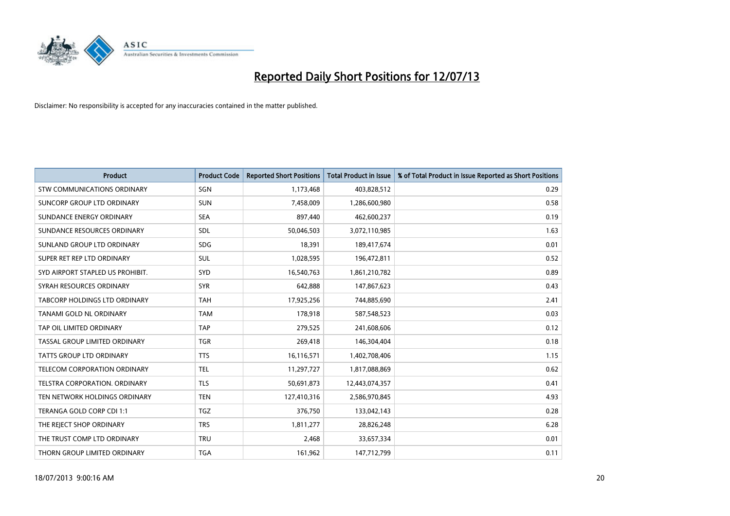# Reported Daily Short Positions for 12/07/13

Disclaimer: No responsibility is accepted for any inaccuracies contained in the matter published.

| Product | Product Code | Reported Short Positions | Total Product in Issue | % of Total Product in Issue Reported as Short Positions |
|---|---|---|---|---|
| STW COMMUNICATIONS ORDINARY | SGN | 1,173,468 | 403,828,512 | 0.29 |
| SUNCORP GROUP LTD ORDINARY | SUN | 7,458,009 | 1,286,600,980 | 0.58 |
| SUNDANCE ENERGY ORDINARY | SEA | 897,440 | 462,600,237 | 0.19 |
| SUNDANCE RESOURCES ORDINARY | SDL | 50,046,503 | 3,072,110,985 | 1.63 |
| SUNLAND GROUP LTD ORDINARY | SDG | 18,391 | 189,417,674 | 0.01 |
| SUPER RET REP LTD ORDINARY | SUL | 1,028,595 | 196,472,811 | 0.52 |
| SYD AIRPORT STAPLED US PROHIBIT. | SYD | 16,540,763 | 1,861,210,782 | 0.89 |
| SYRAH RESOURCES ORDINARY | SYR | 642,888 | 147,867,623 | 0.43 |
| TABCORP HOLDINGS LTD ORDINARY | TAH | 17,925,256 | 744,885,690 | 2.41 |
| TANAMI GOLD NL ORDINARY | TAM | 178,918 | 587,548,523 | 0.03 |
| TAP OIL LIMITED ORDINARY | TAP | 279,525 | 241,608,606 | 0.12 |
| TASSAL GROUP LIMITED ORDINARY | TGR | 269,418 | 146,304,404 | 0.18 |
| TATTS GROUP LTD ORDINARY | TTS | 16,116,571 | 1,402,708,406 | 1.15 |
| TELECOM CORPORATION ORDINARY | TEL | 11,297,727 | 1,817,088,869 | 0.62 |
| TELSTRA CORPORATION. ORDINARY | TLS | 50,691,873 | 12,443,074,357 | 0.41 |
| TEN NETWORK HOLDINGS ORDINARY | TEN | 127,410,316 | 2,586,970,845 | 4.93 |
| TERANGA GOLD CORP CDI 1:1 | TGZ | 376,750 | 133,042,143 | 0.28 |
| THE REJECT SHOP ORDINARY | TRS | 1,811,277 | 28,826,248 | 6.28 |
| THE TRUST COMP LTD ORDINARY | TRU | 2,468 | 33,657,334 | 0.01 |
| THORN GROUP LIMITED ORDINARY | TGA | 161,962 | 147,712,799 | 0.11 |

18/07/2013 9:00:16 AM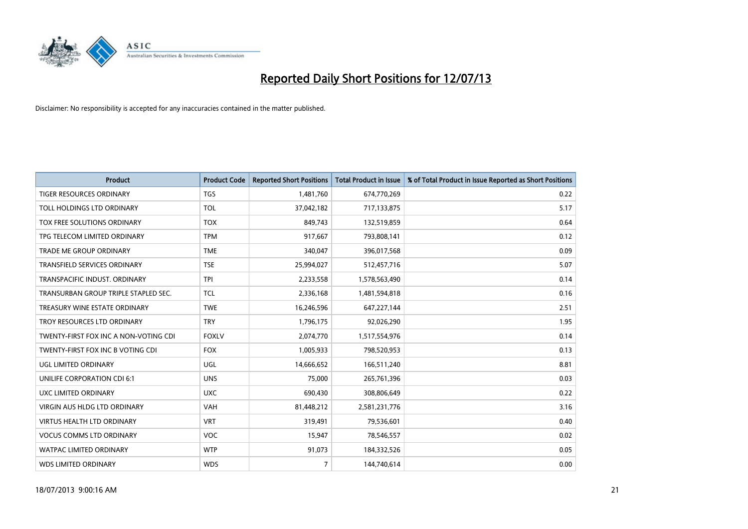# Reported Daily Short Positions for 12/07/13

Disclaimer: No responsibility is accepted for any inaccuracies contained in the matter published.

| Product | Product Code | Reported Short Positions | Total Product in Issue | % of Total Product in Issue Reported as Short Positions |
|---|---|---|---|---|
| TIGER RESOURCES ORDINARY | TGS | 1,481,760 | 674,770,269 | 0.22 |
| TOLL HOLDINGS LTD ORDINARY | TOL | 37,042,182 | 717,133,875 | 5.17 |
| TOX FREE SOLUTIONS ORDINARY | TOX | 849,743 | 132,519,859 | 0.64 |
| TPG TELECOM LIMITED ORDINARY | TPM | 917,667 | 793,808,141 | 0.12 |
| TRADE ME GROUP ORDINARY | TME | 340,047 | 396,017,568 | 0.09 |
| TRANSFIELD SERVICES ORDINARY | TSE | 25,994,027 | 512,457,716 | 5.07 |
| TRANSPACIFIC INDUST. ORDINARY | TPI | 2,233,558 | 1,578,563,490 | 0.14 |
| TRANSURBAN GROUP TRIPLE STAPLED SEC. | TCL | 2,336,168 | 1,481,594,818 | 0.16 |
| TREASURY WINE ESTATE ORDINARY | TWE | 16,246,596 | 647,227,144 | 2.51 |
| TROY RESOURCES LTD ORDINARY | TRY | 1,796,175 | 92,026,290 | 1.95 |
| TWENTY-FIRST FOX INC A NON-VOTING CDI | FOXLV | 2,074,770 | 1,517,554,976 | 0.14 |
| TWENTY-FIRST FOX INC B VOTING CDI | FOX | 1,005,933 | 798,520,953 | 0.13 |
| UGL LIMITED ORDINARY | UGL | 14,666,652 | 166,511,240 | 8.81 |
| UNILIFE CORPORATION CDI 6:1 | UNS | 75,000 | 265,761,396 | 0.03 |
| UXC LIMITED ORDINARY | UXC | 690,430 | 308,806,649 | 0.22 |
| VIRGIN AUS HLDG LTD ORDINARY | VAH | 81,448,212 | 2,581,231,776 | 3.16 |
| VIRTUS HEALTH LTD ORDINARY | VRT | 319,491 | 79,536,601 | 0.40 |
| VOCUS COMMS LTD ORDINARY | VOC | 15,947 | 78,546,557 | 0.02 |
| WATPAC LIMITED ORDINARY | WTP | 91,073 | 184,332,526 | 0.05 |
| WDS LIMITED ORDINARY | WDS | 7 | 144,740,614 | 0.00 |

18/07/2013 9:00:16 AM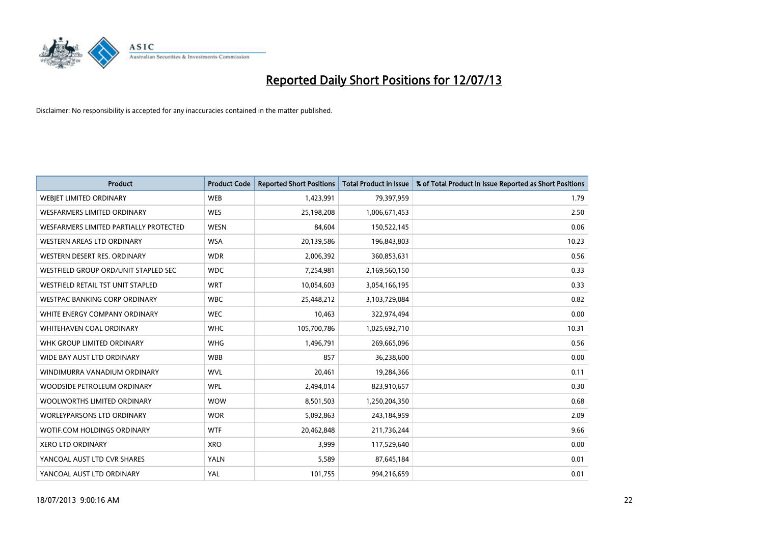# Reported Daily Short Positions for 12/07/13

Disclaimer: No responsibility is accepted for any inaccuracies contained in the matter published.

| Product | Product Code | Reported Short Positions | Total Product in Issue | % of Total Product in Issue Reported as Short Positions |
|---|---|---|---|---|
| WEBJET LIMITED ORDINARY | WEB | 1,423,991 | 79,397,959 | 1.79 |
| WESFARMERS LIMITED ORDINARY | WES | 25,198,208 | 1,006,671,453 | 2.50 |
| WESFARMERS LIMITED PARTIALLY PROTECTED | WESN | 84,604 | 150,522,145 | 0.06 |
| WESTERN AREAS LTD ORDINARY | WSA | 20,139,586 | 196,843,803 | 10.23 |
| WESTERN DESERT RES. ORDINARY | WDR | 2,006,392 | 360,853,631 | 0.56 |
| WESTFIELD GROUP ORD/UNIT STAPLED SEC | WDC | 7,254,981 | 2,169,560,150 | 0.33 |
| WESTFIELD RETAIL TST UNIT STAPLED | WRT | 10,054,603 | 3,054,166,195 | 0.33 |
| WESTPAC BANKING CORP ORDINARY | WBC | 25,448,212 | 3,103,729,084 | 0.82 |
| WHITE ENERGY COMPANY ORDINARY | WEC | 10,463 | 322,974,494 | 0.00 |
| WHITEHAVEN COAL ORDINARY | WHC | 105,700,786 | 1,025,692,710 | 10.31 |
| WHK GROUP LIMITED ORDINARY | WHG | 1,496,791 | 269,665,096 | 0.56 |
| WIDE BAY AUST LTD ORDINARY | WBB | 857 | 36,238,600 | 0.00 |
| WINDIMURRA VANADIUM ORDINARY | WVL | 20,461 | 19,284,366 | 0.11 |
| WOODSIDE PETROLEUM ORDINARY | WPL | 2,494,014 | 823,910,657 | 0.30 |
| WOOLWORTHS LIMITED ORDINARY | WOW | 8,501,503 | 1,250,204,350 | 0.68 |
| WORLEYPARSONS LTD ORDINARY | WOR | 5,092,863 | 243,184,959 | 2.09 |
| WOTIF.COM HOLDINGS ORDINARY | WTF | 20,462,848 | 211,736,244 | 9.66 |
| XERO LTD ORDINARY | XRO | 3,999 | 117,529,640 | 0.00 |
| YANCOAL AUST LTD CVR SHARES | YALN | 5,589 | 87,645,184 | 0.01 |
| YANCOAL AUST LTD ORDINARY | YAL | 101,755 | 994,216,659 | 0.01 |

18/07/2013 9:00:16 AM